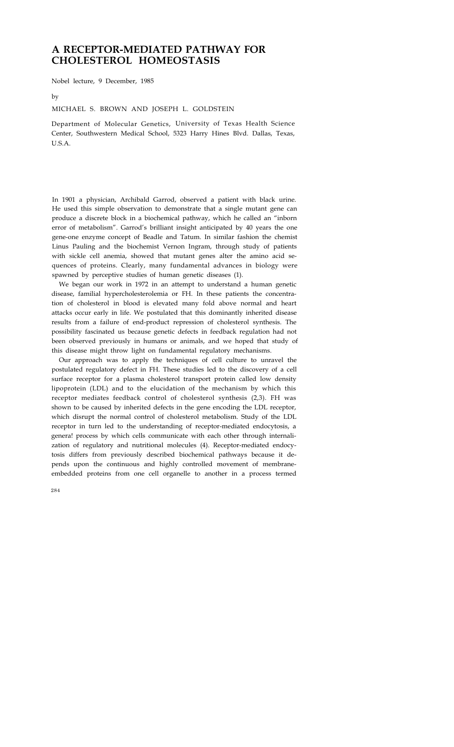# A RECEPTOR-MEDIATED PATHWAY FOR CHOLESTEROL HOMEOSTASIS

Nobel lecture, 9 December, 1985

by

MICHAEL S. BROWN AND JOSEPH L. GOLDSTEIN

Department of Molecular Genetics, University of Texas Health Science Center, Southwestern Medical School, 5323 Harry Hines Blvd. Dallas, Texas, U.S.A.

In 1901 a physician, Archibald Garrod, observed a patient with black urine. He used this simple observation to demonstrate that a single mutant gene can produce a discrete block in a biochemical pathway, which he called an "inborn error of metabolism". Garrod's brilliant insight anticipated by 40 years the one gene-one enzyme concept of Beadle and Tatum. In similar fashion the chemist Linus Pauling and the biochemist Vernon Ingram, through study of patients with sickle cell anemia, showed that mutant genes alter the amino acid sequences of proteins. Clearly, many fundamental advances in biology were spawned by perceptive studies of human genetic diseases (1).

We began our work in 1972 in an attempt to understand a human genetic disease, familial hypercholesterolemia or FH. In these patients the concentration of cholesterol in blood is elevated many fold above normal and heart attacks occur early in life. We postulated that this dominantly inherited disease results from a failure of end-product repression of cholesterol synthesis. The possibility fascinated us because genetic defects in feedback regulation had not been observed previously in humans or animals, and we hoped that study of this disease might throw light on fundamental regulatory mechanisms.

Our approach was to apply the techniques of cell culture to unravel the postulated regulatory defect in FH. These studies led to the discovery of a cell surface receptor for a plasma cholesterol transport protein called low density lipoprotein (LDL) and to the elucidation of the mechanism by which this receptor mediates feedback control of cholesterol synthesis (2,3). FH was shown to be caused by inherited defects in the gene encoding the LDL receptor, which disrupt the normal control of cholesterol metabolism. Study of the LDL receptor in turn led to the understanding of receptor-mediated endocytosis, a genera! process by which cells communicate with each other through internalization of regulatory and nutritional molecules (4). Receptor-mediated endocytosis differs from previously described biochemical pathways because it depends upon the continuous and highly controlled movement of membrane-embedded proteins from one cell organelle to another in a process termed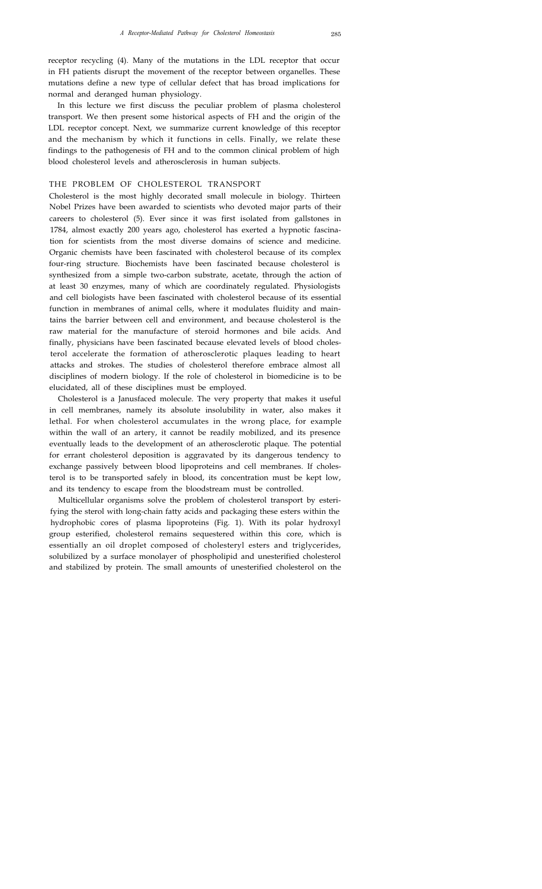receptor recycling (4). Many of the mutations in the LDL receptor that occur in FH patients disrupt the movement of the receptor between organelles. These mutations define a new type of cellular defect that has broad implications for normal and deranged human physiology.

In this lecture we first discuss the peculiar problem of plasma cholesterol transport. We then present some historical aspects of FH and the origin of the LDL receptor concept. Next, we summarize current knowledge of this receptor and the mechanism by which it functions in cells. Finally, we relate these findings to the pathogenesis of FH and to the common clinical problem of high blood cholesterol levels and atherosclerosis in human subjects.

## THE PROBLEM OF CHOLESTEROL TRANSPORT

Cholesterol is the most highly decorated small molecule in biology. Thirteen Nobel Prizes have been awarded to scientists who devoted major parts of their careers to cholesterol (5). Ever since it was first isolated from gallstones in 1784, almost exactly 200 years ago, cholesterol has exerted a hypnotic fascination for scientists from the most diverse domains of science and medicine. Organic chemists have been fascinated with cholesterol because of its complex four-ring structure. Biochemists have been fascinated because cholesterol is synthesized from a simple two-carbon substrate, acetate, through the action of at least 30 enzymes, many of which are coordinately regulated. Physiologists and cell biologists have been fascinated with cholesterol because of its essential function in membranes of animal cells, where it modulates fluidity and maintains the barrier between cell and environment, and because cholesterol is the raw material for the manufacture of steroid hormones and bile acids. And finally, physicians have been fascinated because elevated levels of blood cholesterol accelerate the formation of atherosclerotic plaques leading to heart attacks and strokes. The studies of cholesterol therefore embrace almost all disciplines of modern biology. If the role of cholesterol in biomedicine is to be elucidated, all of these disciplines must be employed.

Cholesterol is a Janusfaced molecule. The very property that makes it useful in cell membranes, namely its absolute insolubility in water, also makes it lethal. For when cholesterol accumulates in the wrong place, for example within the wall of an artery, it cannot be readily mobilized, and its presence eventually leads to the development of an atherosclerotic plaque. The potential for errant cholesterol deposition is aggravated by its dangerous tendency to exchange passively between blood lipoproteins and cell membranes. If cholesterol is to be transported safely in blood, its concentration must be kept low, and its tendency to escape from the bloodstream must be controlled.

Multicellular organisms solve the problem of cholesterol transport by esterifying the sterol with long-chain fatty acids and packaging these esters within the hydrophobic cores of plasma lipoproteins (Fig. 1). With its polar hydroxyl group esterified, cholesterol remains sequestered within this core, which is essentially an oil droplet composed of cholesteryl esters and triglycerides, solubilized by a surface monolayer of phospholipid and unesterified cholesterol and stabilized by protein. The small amounts of unesterified cholesterol on the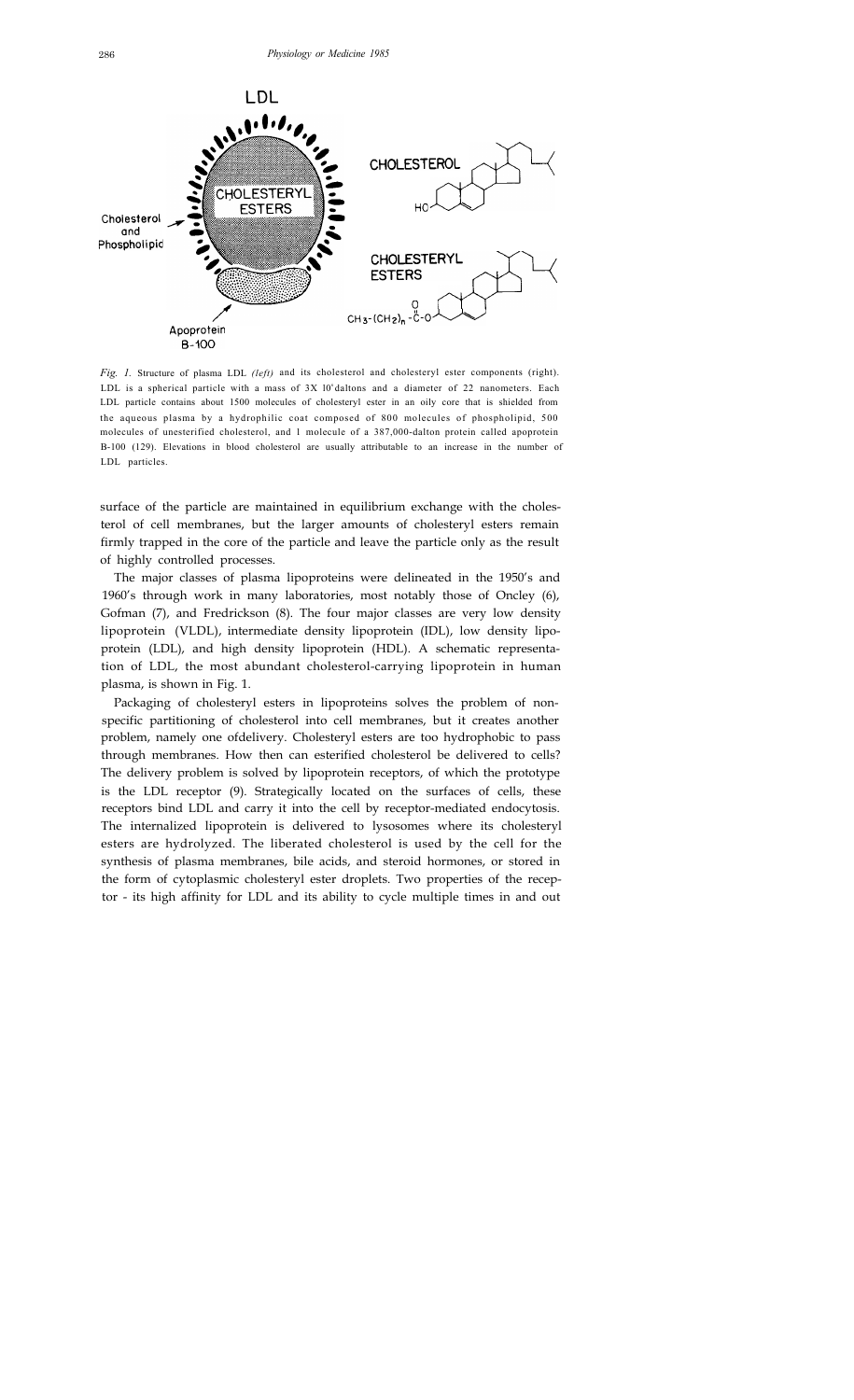*Fig. 1.* Structure of plasma LDL *(left)* and its cholesterol and cholesteryl ester components (right). LDL is a spherical particle with a mass of 3X $10^6$ daltons and a diameter of 22 nanometers. Each LDL particle contains about 1500 molecules of cholesteryl ester in an oily core that is shielded from the aqueous plasma by a hydrophilic coat composed of 800 molecules of phospholipid, 500 molecules of unesterified cholesterol, and 1 molecule of a 387,000-dalton protein called apoprotein B-100 (129). Elevations in blood cholesterol are usually attributable to an increase in the number of LDL particles.

surface of the particle are maintained in equilibrium exchange with the cholesterol of cell membranes, but the larger amounts of cholesteryl esters remain firmly trapped in the core of the particle and leave the particle only as the result of highly controlled processes.

The major classes of plasma lipoproteins were delineated in the 1950's and 1960's through work in many laboratories, most notably those of Oncley (6), Gofman (7), and Fredrickson (8). The four major classes are very low density lipoprotein (VLDL), intermediate density lipoprotein (IDL), low density lipoprotein (LDL), and high density lipoprotein (HDL). A schematic representation of LDL, the most abundant cholesterol-carrying lipoprotein in human plasma, is shown in Fig. 1.

Packaging of cholesteryl esters in lipoproteins solves the problem of nonspecific partitioning of cholesterol into cell membranes, but it creates another problem, namely one ofdelivery. Cholesteryl esters are too hydrophobic to pass through membranes. How then can esterified cholesterol be delivered to cells? The delivery problem is solved by lipoprotein receptors, of which the prototype is the LDL receptor (9). Strategically located on the surfaces of cells, these receptors bind LDL and carry it into the cell by receptor-mediated endocytosis. The internalized lipoprotein is delivered to lysosomes where its cholesteryl esters are hydrolyzed. The liberated cholesterol is used by the cell for the synthesis of plasma membranes, bile acids, and steroid hormones, or stored in the form of cytoplasmic cholesteryl ester droplets. Two properties of the receptor - its high affinity for LDL and its ability to cycle multiple times in and out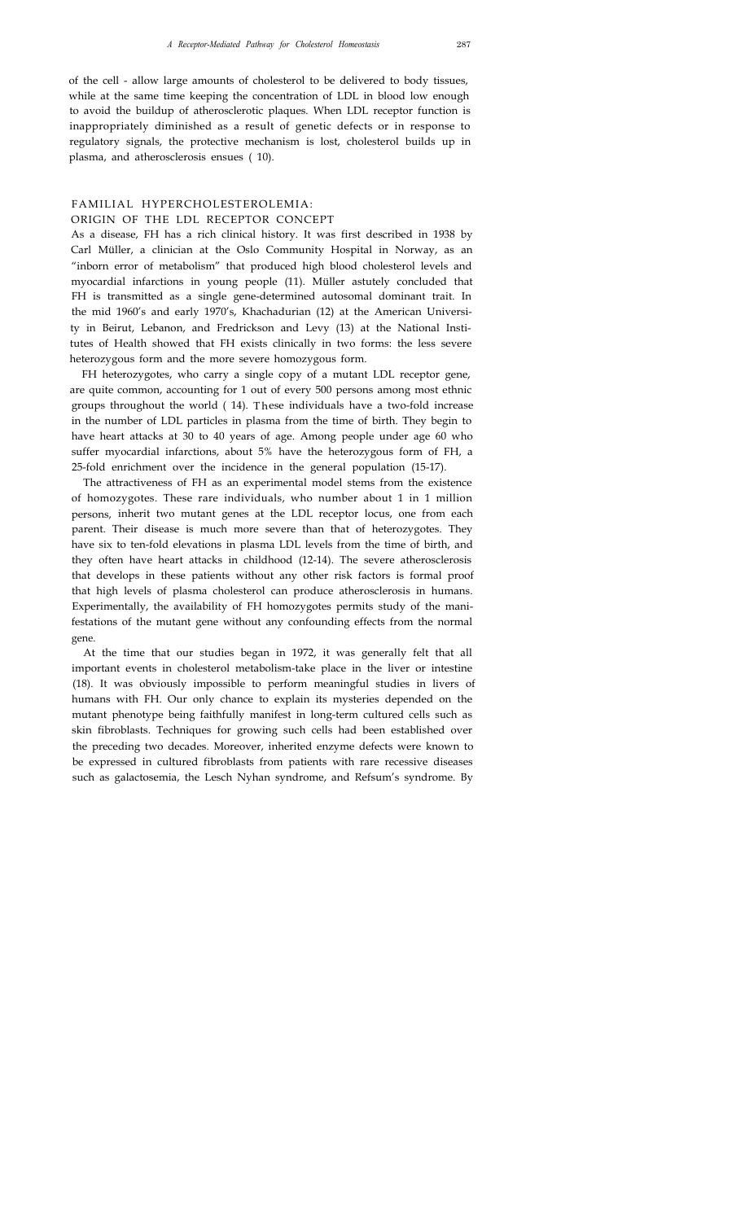of the cell - allow large amounts of cholesterol to be delivered to body tissues, while at the same time keeping the concentration of LDL in blood low enough to avoid the buildup of atherosclerotic plaques. When LDL receptor function is inappropriately diminished as a result of genetic defects or in response to regulatory signals, the protective mechanism is lost, cholesterol builds up in plasma, and atherosclerosis ensues ( 10).

## FAMILIAL HYPERCHOLESTEROLEMIA: ORIGIN OF THE LDL RECEPTOR CONCEPT

As a disease, FH has a rich clinical history. It was first described in 1938 by Carl Müller, a clinician at the Oslo Community Hospital in Norway, as an "inborn error of metabolism" that produced high blood cholesterol levels and myocardial infarctions in young people (11). Müller astutely concluded that FH is transmitted as a single gene-determined autosomal dominant trait. In the mid 1960's and early 1970's, Khachadurian (12) at the American University in Beirut, Lebanon, and Fredrickson and Levy (13) at the National Institutes of Health showed that FH exists clinically in two forms: the less severe heterozygous form and the more severe homozygous form.

FH heterozygotes, who carry a single copy of a mutant LDL receptor gene, are quite common, accounting for 1 out of every 500 persons among most ethnic groups throughout the world ( 14). These individuals have a two-fold increase in the number of LDL particles in plasma from the time of birth. They begin to have heart attacks at 30 to 40 years of age. Among people under age 60 who suffer myocardial infarctions, about 5% have the heterozygous form of FH, a 25-fold enrichment over the incidence in the general population (15-17).

The attractiveness of FH as an experimental model stems from the existence of homozygotes. These rare individuals, who number about 1 in 1 million persons, inherit two mutant genes at the LDL receptor locus, one from each parent. Their disease is much more severe than that of heterozygotes. They have six to ten-fold elevations in plasma LDL levels from the time of birth, and they often have heart attacks in childhood (12-14). The severe atherosclerosis that develops in these patients without any other risk factors is formal proof that high levels of plasma cholesterol can produce atherosclerosis in humans. Experimentally, the availability of FH homozygotes permits study of the manifestations of the mutant gene without any confounding effects from the normal gene.

At the time that our studies began in 1972, it was generally felt that all important events in cholesterol metabolism-take place in the liver or intestine (18). It was obviously impossible to perform meaningful studies in livers of humans with FH. Our only chance to explain its mysteries depended on the mutant phenotype being faithfully manifest in long-term cultured cells such as skin fibroblasts. Techniques for growing such cells had been established over the preceding two decades. Moreover, inherited enzyme defects were known to be expressed in cultured fibroblasts from patients with rare recessive diseases such as galactosemia, the Lesch Nyhan syndrome, and Refsum's syndrome. By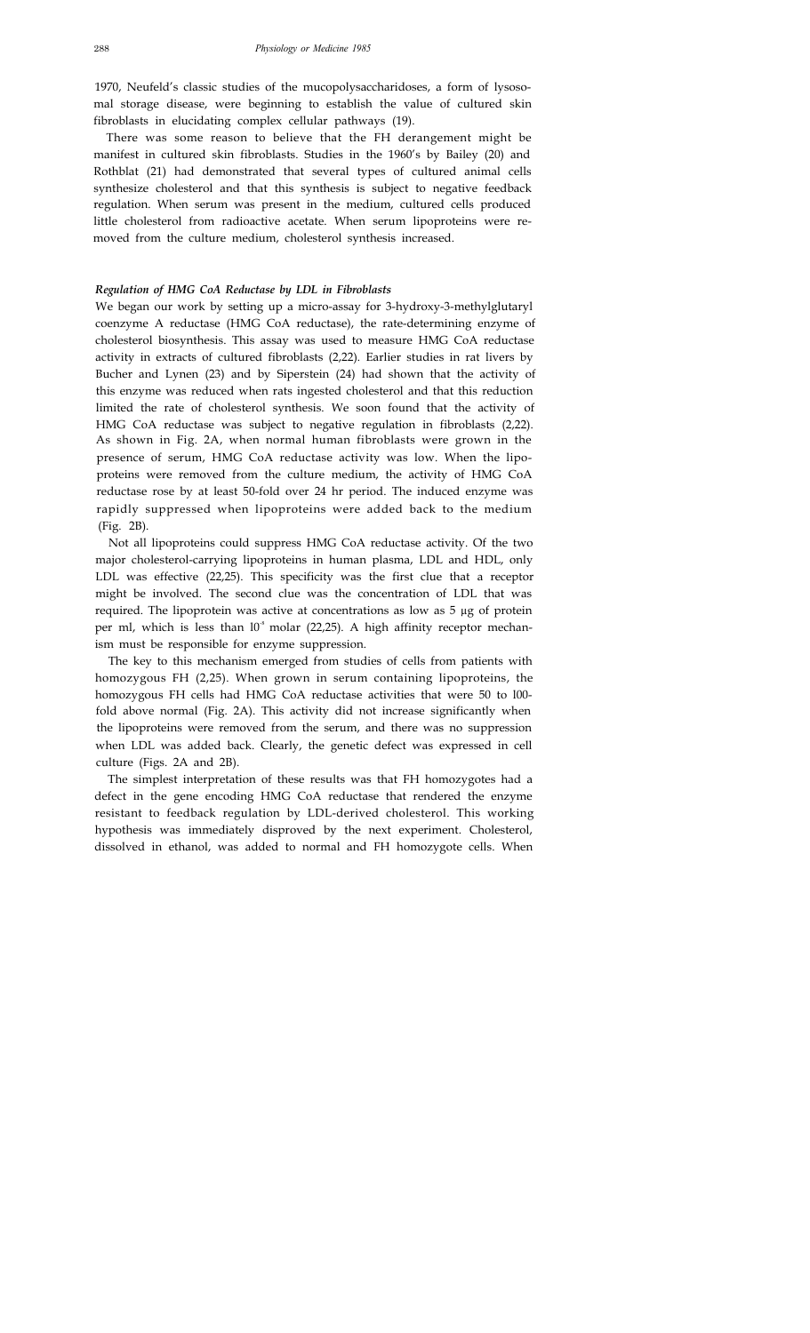1970, Neufeld's classic studies of the mucopolysaccharidoses, a form of lysosomal storage disease, were beginning to establish the value of cultured skin fibroblasts in elucidating complex cellular pathways (19).

There was some reason to believe that the FH derangement might be manifest in cultured skin fibroblasts. Studies in the 1960's by Bailey (20) and Rothblat (21) had demonstrated that several types of cultured animal cells synthesize cholesterol and that this synthesis is subject to negative feedback regulation. When serum was present in the medium, cultured cells produced little cholesterol from radioactive acetate. When serum lipoproteins were removed from the culture medium, cholesterol synthesis increased.

### *Regulation of HMG CoA Reductase by LDL in Fibroblasts*

We began our work by setting up a micro-assay for 3-hydroxy-3-methylglutaryl coenzyme A reductase (HMG CoA reductase), the rate-determining enzyme of cholesterol biosynthesis. This assay was used to measure HMG CoA reductase activity in extracts of cultured fibroblasts (2,22). Earlier studies in rat livers by Bucher and Lynen (23) and by Siperstein (24) had shown that the activity of this enzyme was reduced when rats ingested cholesterol and that this reduction limited the rate of cholesterol synthesis. We soon found that the activity of HMG CoA reductase was subject to negative regulation in fibroblasts (2,22). As shown in Fig. 2A, when normal human fibroblasts were grown in the presence of serum, HMG CoA reductase activity was low. When the lipoproteins were removed from the culture medium, the activity of HMG CoA reductase rose by at least 50-fold over 24 hr period. The induced enzyme was rapidly suppressed when lipoproteins were added back to the medium (Fig. 2B).

Not all lipoproteins could suppress HMG CoA reductase activity. Of the two major cholesterol-carrying lipoproteins in human plasma, LDL and HDL, only LDL was effective (22,25). This specificity was the first clue that a receptor might be involved. The second clue was the concentration of LDL that was required. The lipoprotein was active at concentrations as low as 5 µg of protein per ml, which is less than $10^{-8}$ molar (22,25). A high affinity receptor mechanism must be responsible for enzyme suppression.

The key to this mechanism emerged from studies of cells from patients with homozygous FH (2,25). When grown in serum containing lipoproteins, the homozygous FH cells had HMG CoA reductase activities that were 50 to 100-fold above normal (Fig. 2A). This activity did not increase significantly when the lipoproteins were removed from the serum, and there was no suppression when LDL was added back. Clearly, the genetic defect was expressed in cell culture (Figs. 2A and 2B).

The simplest interpretation of these results was that FH homozygotes had a defect in the gene encoding HMG CoA reductase that rendered the enzyme resistant to feedback regulation by LDL-derived cholesterol. This working hypothesis was immediately disproved by the next experiment. Cholesterol, dissolved in ethanol, was added to normal and FH homozygote cells. When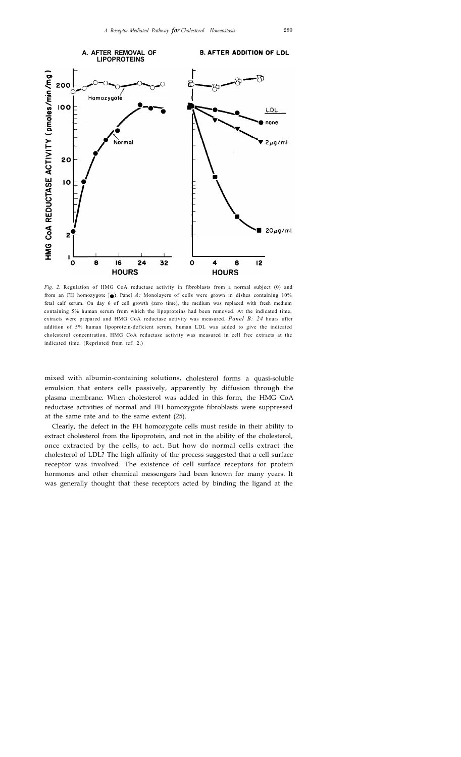*Fig. 2.* Regulation of HMG CoA reductase activity in fibroblasts from a normal subject (0) and from an FH homozygote (●). Panel *A:* Monolayers of cells were grown in dishes containing 10% fetal calf serum. On day 6 of cell growth (zero time), the medium was replaced with fresh medium containing 5% human serum from which the lipoproteins had been removed. At the indicated time, extracts were prepared and HMG CoA reductase activity was measured. *Panel B: 24* hours after addition of 5% human lipoprotein-deficient serum, human LDL was added to give the indicated cholesterol concentration. HMG CoA reductase activity was measured in cell free extracts at the indicated time. (Reprinted from ref. 2.)

mixed with albumin-containing solutions, cholesterol forms a quasi-soluble emulsion that enters cells passively, apparently by diffusion through the plasma membrane. When cholesterol was added in this form, the HMG CoA reductase activities of normal and FH homozygote fibroblasts were suppressed at the same rate and to the same extent (25).

Clearly, the defect in the FH homozygote cells must reside in their ability to extract cholesterol from the lipoprotein, and not in the ability of the cholesterol, once extracted by the cells, to act. But how do normal cells extract the cholesterol of LDL? The high affinity of the process suggested that a cell surface receptor was involved. The existence of cell surface receptors for protein hormones and other chemical messengers had been known for many years. It was generally thought that these receptors acted by binding the ligand at the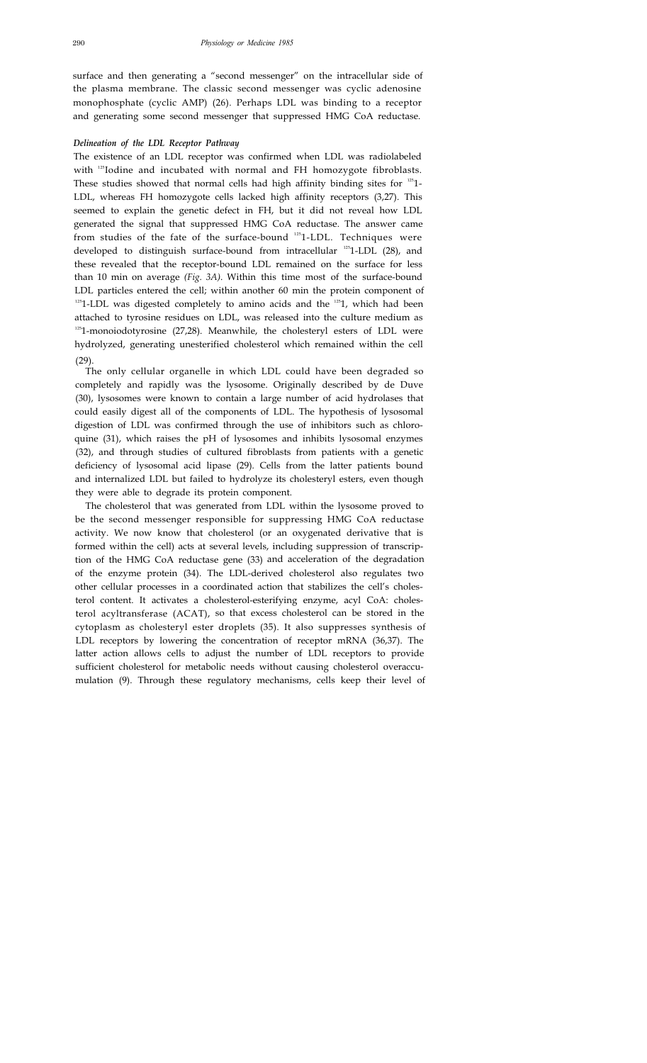surface and then generating a "second messenger" on the intracellular side of the plasma membrane. The classic second messenger was cyclic adenosine monophosphate (cyclic AMP) (26). Perhaps LDL was binding to a receptor and generating some second messenger that suppressed HMG CoA reductase.

### *Delineation of the LDL Receptor Pathway*

The existence of an LDL receptor was confirmed when LDL was radiolabeled with $^{125}$Iodine and incubated with normal and FH homozygote fibroblasts. These studies showed that normal cells had high affinity binding sites for $^{125}$I-LDL, whereas FH homozygote cells lacked high affinity receptors (3,27). This seemed to explain the genetic defect in FH, but it did not reveal how LDL generated the signal that suppressed HMG CoA reductase. The answer came from studies of the fate of the surface-bound $^{125}$I-LDL. Techniques were developed to distinguish surface-bound from intracellular $^{125}$I-LDL (28), and these revealed that the receptor-bound LDL remained on the surface for less than 10 min on average *(Fig. 3A)*. Within this time most of the surface-bound LDL particles entered the cell; within another 60 min the protein component of $^{125}$I-LDL was digested completely to amino acids and the $^{125}$I, which had been attached to tyrosine residues on LDL, was released into the culture medium as $^{125}$I-monoiodotyrosine (27,28). Meanwhile, the cholesteryl esters of LDL were hydrolyzed, generating unesterified cholesterol which remained within the cell (29).

The only cellular organelle in which LDL could have been degraded so completely and rapidly was the lysosome. Originally described by de Duve (30), lysosomes were known to contain a large number of acid hydrolases that could easily digest all of the components of LDL. The hypothesis of lysosomal digestion of LDL was confirmed through the use of inhibitors such as chloroquine (31), which raises the pH of lysosomes and inhibits lysosomal enzymes (32), and through studies of cultured fibroblasts from patients with a genetic deficiency of lysosomal acid lipase (29). Cells from the latter patients bound and internalized LDL but failed to hydrolyze its cholesteryl esters, even though they were able to degrade its protein component.

The cholesterol that was generated from LDL within the lysosome proved to be the second messenger responsible for suppressing HMG CoA reductase activity. We now know that cholesterol (or an oxygenated derivative that is formed within the cell) acts at several levels, including suppression of transcription of the HMG CoA reductase gene (33) and acceleration of the degradation of the enzyme protein (34). The LDL-derived cholesterol also regulates two other cellular processes in a coordinated action that stabilizes the cell's cholesterol content. It activates a cholesterol-esterifying enzyme, acyl CoA: cholesterol acyltransferase (ACAT), so that excess cholesterol can be stored in the cytoplasm as cholesteryl ester droplets (35). It also suppresses synthesis of LDL receptors by lowering the concentration of receptor mRNA (36,37). The latter action allows cells to adjust the number of LDL receptors to provide sufficient cholesterol for metabolic needs without causing cholesterol overaccumulation (9). Through these regulatory mechanisms, cells keep their level of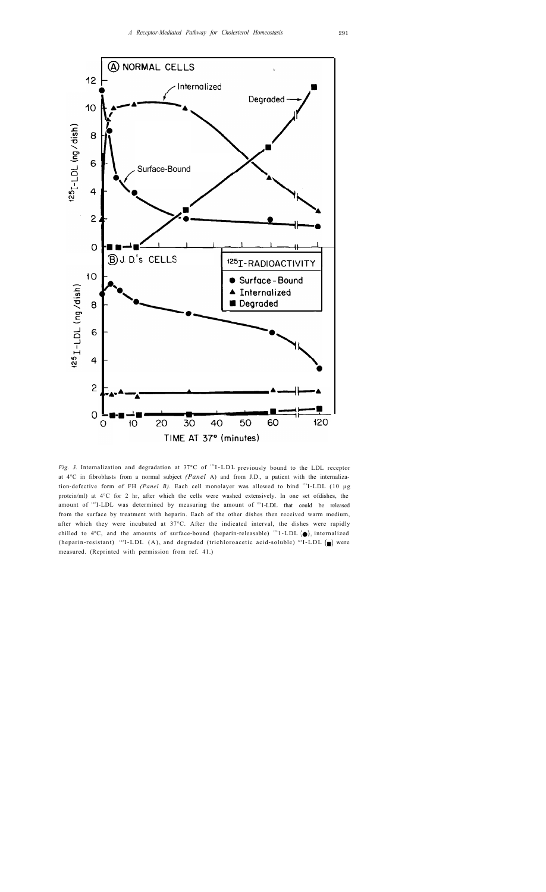*Fig. 3.* Internalization and degradation at 37°C of $^{125}$I-LDL previously bound to the LDL receptor at 4°C in fibroblasts from a normal subject *(Panel* A) and from J.D., a patient with the internalization-defective form of FH *(Panel B)*. Each cell monolayer was allowed to bind $^{125}$I-LDL (10 μg protein/ml) at 4°C for 2 hr, after which the cells were washed extensively. In one set ofdishes, the amount of $^{125}$I-LDL was determined by measuring the amount of $^{125}$I-LDL that could be released from the surface by treatment with heparin. Each of the other dishes then received warm medium, after which they were incubated at 37°C. After the indicated interval, the dishes were rapidly chilled to 4°C, and the amounts of surface-bound (heparin-releasable) $^{125}$I-LDL (●), internalized (heparin-resistant) $^{125}$I-LDL (▲), and degraded (trichloroacetic acid-soluble) $^{125}$I-LDL (■) were measured. (Reprinted with permission from ref. 41.)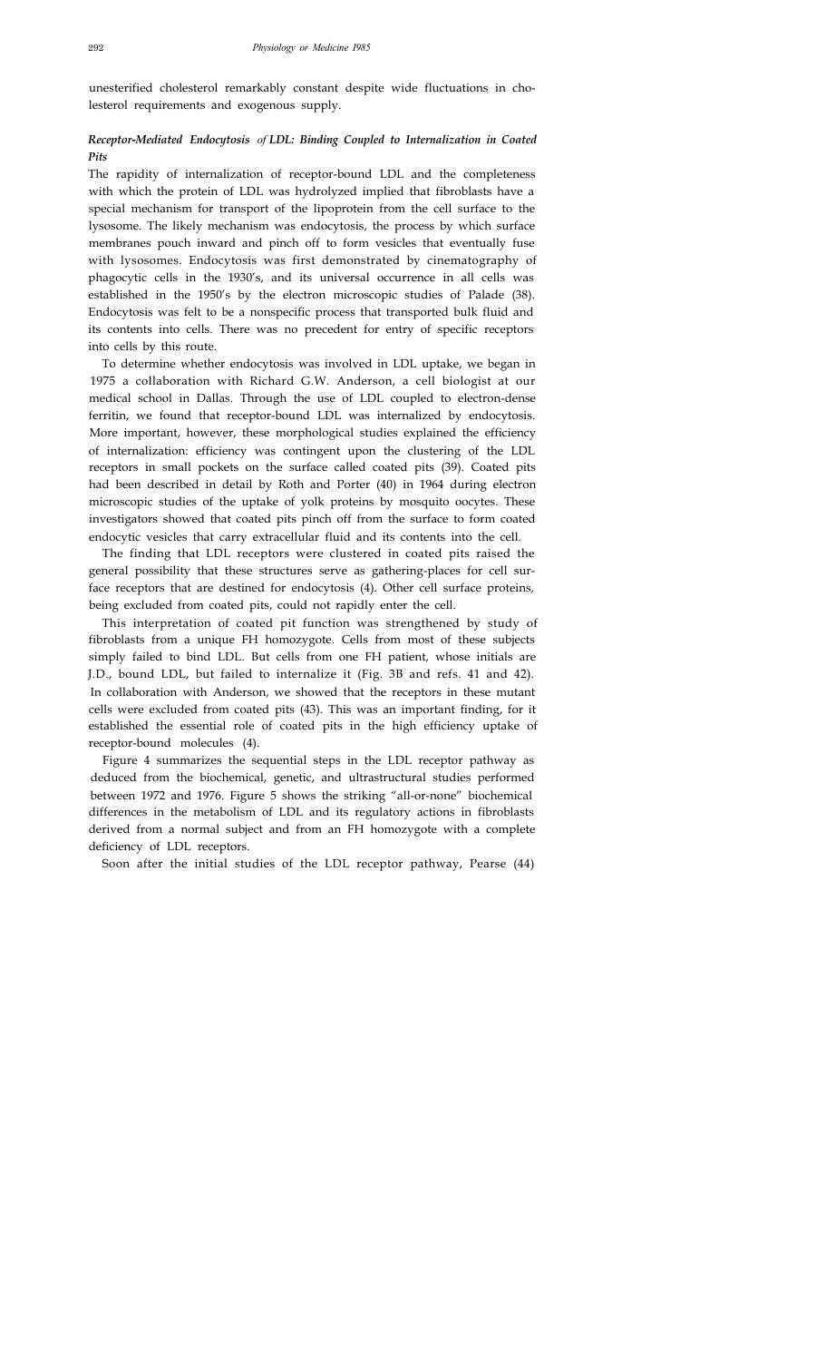unesterified cholesterol remarkably constant despite wide fluctuations in cholesterol requirements and exogenous supply.

### *Receptor-Mediated Endocytosis of LDL: Binding Coupled to Internalization in Coated Pits*

The rapidity of internalization of receptor-bound LDL and the completeness with which the protein of LDL was hydrolyzed implied that fibroblasts have a special mechanism for transport of the lipoprotein from the cell surface to the lysosome. The likely mechanism was endocytosis, the process by which surface membranes pouch inward and pinch off to form vesicles that eventually fuse with lysosomes. Endocytosis was first demonstrated by cinematography of phagocytic cells in the 1930's, and its universal occurrence in all cells was established in the 1950's by the electron microscopic studies of Palade (38). Endocytosis was felt to be a nonspecific process that transported bulk fluid and its contents into cells. There was no precedent for entry of specific receptors into cells by this route.

To determine whether endocytosis was involved in LDL uptake, we began in 1975 a collaboration with Richard G.W. Anderson, a cell biologist at our medical school in Dallas. Through the use of LDL coupled to electron-dense ferritin, we found that receptor-bound LDL was internalized by endocytosis. More important, however, these morphological studies explained the efficiency of internalization: efficiency was contingent upon the clustering of the LDL receptors in small pockets on the surface called coated pits (39). Coated pits had been described in detail by Roth and Porter (40) in 1964 during electron microscopic studies of the uptake of yolk proteins by mosquito oocytes. These investigators showed that coated pits pinch off from the surface to form coated endocytic vesicles that carry extracellular fluid and its contents into the cell.

The finding that LDL receptors were clustered in coated pits raised the general possibility that these structures serve as gathering-places for cell surface receptors that are destined for endocytosis (4). Other cell surface proteins, being excluded from coated pits, could not rapidly enter the cell.

This interpretation of coated pit function was strengthened by study of fibroblasts from a unique FH homozygote. Cells from most of these subjects simply failed to bind LDL. But cells from one FH patient, whose initials are J.D., bound LDL, but failed to internalize it (Fig. 3B and refs. 41 and 42). In collaboration with Anderson, we showed that the receptors in these mutant cells were excluded from coated pits (43). This was an important finding, for it established the essential role of coated pits in the high efficiency uptake of receptor-bound molecules (4).

Figure 4 summarizes the sequential steps in the LDL receptor pathway as deduced from the biochemical, genetic, and ultrastructural studies performed between 1972 and 1976. Figure 5 shows the striking "all-or-none" biochemical differences in the metabolism of LDL and its regulatory actions in fibroblasts derived from a normal subject and from an FH homozygote with a complete deficiency of LDL receptors.

Soon after the initial studies of the LDL receptor pathway, Pearse (44)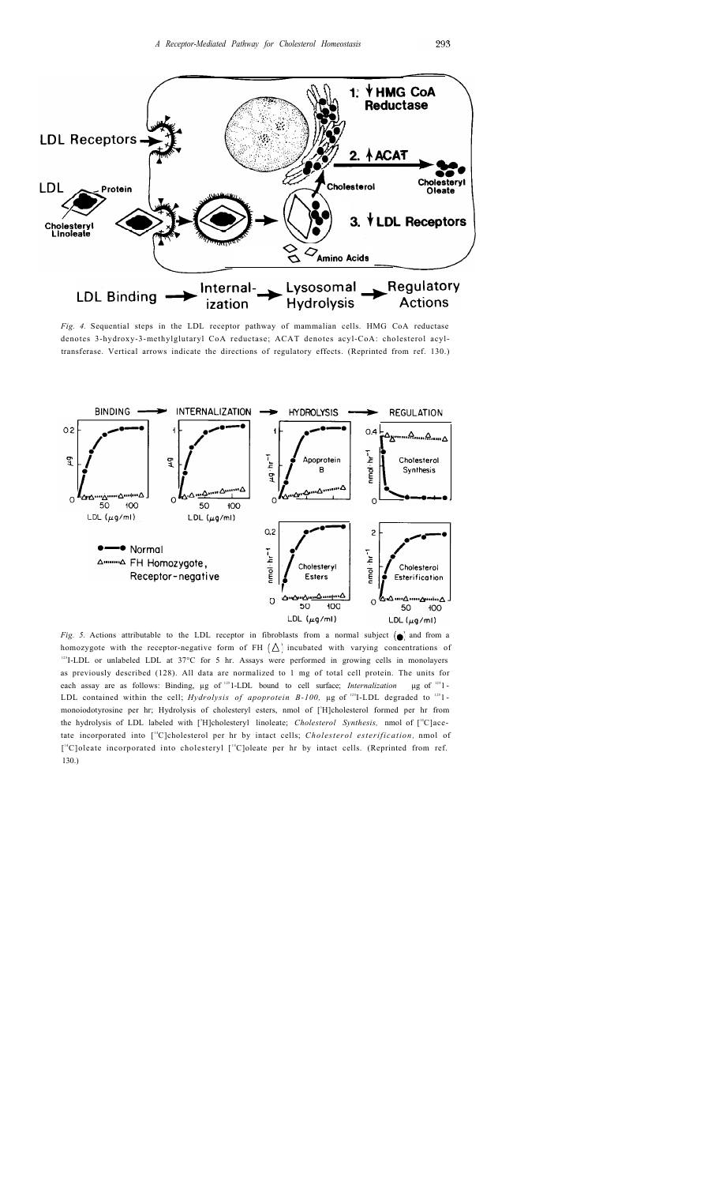*Fig. 4.* Sequential steps in the LDL receptor pathway of mammalian cells. HMG CoA reductase denotes 3-hydroxy-3-methylglutaryl CoA reductase; ACAT denotes acyl-CoA: cholesterol acyltransferase. Vertical arrows indicate the directions of regulatory effects. (Reprinted from ref. 130.)

*Fig. 5.* Actions attributable to the LDL receptor in fibroblasts from a normal subject (●) and from a homozygote with the receptor-negative form of FH (△) incubated with varying concentrations of $^{125}$I-LDL or unlabeled LDL at 37°C for 5 hr. Assays were performed in growing cells in monolayers as previously described (128). All data are normalized to 1 mg of total cell protein. The units for each assay are as follows: Binding, μg of $^{125}$I-LDL bound to cell surface; *Internalization* μg of $^{125}$I-LDL contained within the cell; *Hydrolysis of apoprotein B-100,* μg of $^{125}$I-LDL degraded to $^{125}$I-monoiodotyrosine per hr; Hydrolysis of cholesteryl esters, nmol of [$^{3}$H]cholesterol formed per hr from the hydrolysis of LDL labeled with [$^{3}$H]cholesteryl linoleate; *Cholesterol Synthesis,* nmol of [$^{14}$C]acetate incorporated into [$^{14}$C]cholesterol per hr by intact cells; *Cholesterol esterification,* nmol of [$^{14}$C]oleate incorporated into cholesteryl [$^{14}$C]oleate per hr by intact cells. (Reprinted from ref. 130.)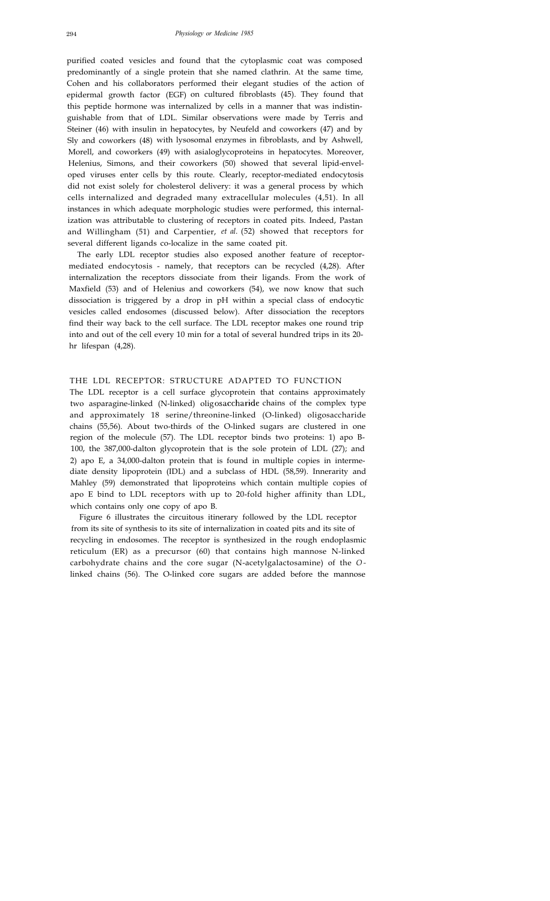purified coated vesicles and found that the cytoplasmic coat was composed predominantly of a single protein that she named clathrin. At the same time, Cohen and his collaborators performed their elegant studies of the action of epidermal growth factor (EGF) on cultured fibroblasts (45). They found that this peptide hormone was internalized by cells in a manner that was indistinguishable from that of LDL. Similar observations were made by Terris and Steiner (46) with insulin in hepatocytes, by Neufeld and coworkers (47) and by Sly and coworkers (48) with lysosomal enzymes in fibroblasts, and by Ashwell, Morell, and coworkers (49) with asialoglycoproteins in hepatocytes. Moreover, Helenius, Simons, and their coworkers (50) showed that several lipid-enveloped viruses enter cells by this route. Clearly, receptor-mediated endocytosis did not exist solely for cholesterol delivery: it was a general process by which cells internalized and degraded many extracellular molecules (4,51). In all instances in which adequate morphologic studies were performed, this internalization was attributable to clustering of receptors in coated pits. Indeed, Pastan and Willingham (51) and Carpentier, *et al.* (52) showed that receptors for several different ligands co-localize in the same coated pit.

The early LDL receptor studies also exposed another feature of receptor-mediated endocytosis - namely, that receptors can be recycled (4,28). After internalization the receptors dissociate from their ligands. From the work of Maxfield (53) and of Helenius and coworkers (54), we now know that such dissociation is triggered by a drop in pH within a special class of endocytic vesicles called endosomes (discussed below). After dissociation the receptors find their way back to the cell surface. The LDL receptor makes one round trip into and out of the cell every 10 min for a total of several hundred trips in its 20-hr lifespan (4,28).

## THE LDL RECEPTOR: STRUCTURE ADAPTED TO FUNCTION

The LDL receptor is a cell surface glycoprotein that contains approximately two asparagine-linked (N-linked) oligosaccharide chains of the complex type and approximately 18 serine/threonine-linked (O-linked) oligosaccharide chains (55,56). About two-thirds of the O-linked sugars are clustered in one region of the molecule (57). The LDL receptor binds two proteins: 1) apo B-100, the 387,000-dalton glycoprotein that is the sole protein of LDL (27); and 2) apo E, a 34,000-dalton protein that is found in multiple copies in intermediate density lipoprotein (IDL) and a subclass of HDL (58,59). Innerarity and Mahley (59) demonstrated that lipoproteins which contain multiple copies of apo E bind to LDL receptors with up to 20-fold higher affinity than LDL, which contains only one copy of apo B.

Figure 6 illustrates the circuitous itinerary followed by the LDL receptor from its site of synthesis to its site of internalization in coated pits and its site of recycling in endosomes. The receptor is synthesized in the rough endoplasmic reticulum (ER) as a precursor (60) that contains high mannose N-linked carbohydrate chains and the core sugar (N-acetylgalactosamine) of the *O*-linked chains (56). The O-linked core sugars are added before the mannose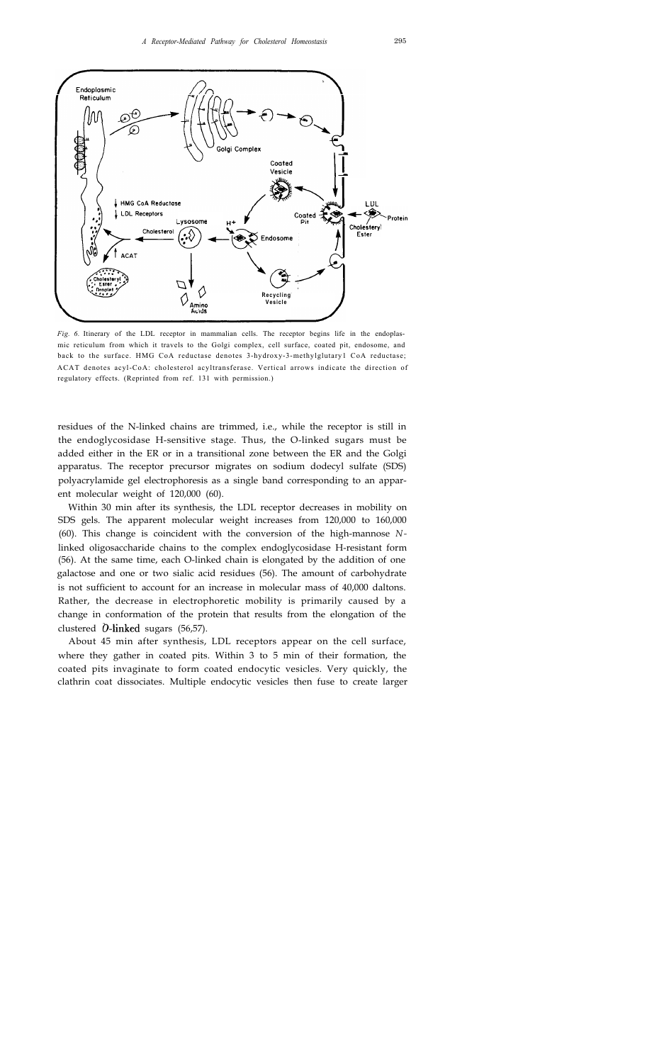*Fig. 6.* Itinerary of the LDL receptor in mammalian cells. The receptor begins life in the endoplasmic reticulum from which it travels to the Golgi complex, cell surface, coated pit, endosome, and back to the surface. HMG CoA reductase denotes 3-hydroxy-3-methylglutaryl CoA reductase; ACAT denotes acyl-CoA: cholesterol acyltransferase. Vertical arrows indicate the direction of regulatory effects. (Reprinted from ref. 131 with permission.)

residues of the N-linked chains are trimmed, i.e., while the receptor is still in the endoglycosidase H-sensitive stage. Thus, the O-linked sugars must be added either in the ER or in a transitional zone between the ER and the Golgi apparatus. The receptor precursor migrates on sodium dodecyl sulfate (SDS) polyacrylamide gel electrophoresis as a single band corresponding to an apparent molecular weight of 120,000 (60).

Within 30 min after its synthesis, the LDL receptor decreases in mobility on SDS gels. The apparent molecular weight increases from 120,000 to 160,000 (60). This change is coincident with the conversion of the high-mannose *N*-linked oligosaccharide chains to the complex endoglycosidase H-resistant form (56). At the same time, each O-linked chain is elongated by the addition of one galactose and one or two sialic acid residues (56). The amount of carbohydrate is not sufficient to account for an increase in molecular mass of 40,000 daltons. Rather, the decrease in electrophoretic mobility is primarily caused by a change in conformation of the protein that results from the elongation of the clustered O-linked sugars (56,57).

About 45 min after synthesis, LDL receptors appear on the cell surface, where they gather in coated pits. Within 3 to 5 min of their formation, the coated pits invaginate to form coated endocytic vesicles. Very quickly, the clathrin coat dissociates. Multiple endocytic vesicles then fuse to create larger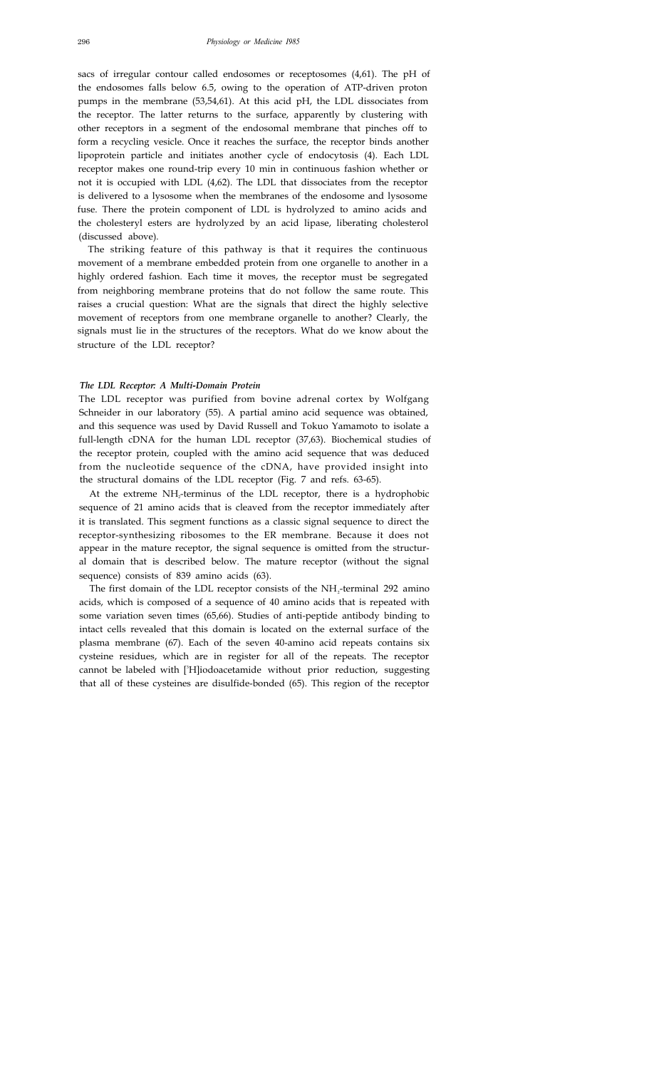sacs of irregular contour called endosomes or receptosomes (4,61). The pH of the endosomes falls below 6.5, owing to the operation of ATP-driven proton pumps in the membrane (53,54,61). At this acid pH, the LDL dissociates from the receptor. The latter returns to the surface, apparently by clustering with other receptors in a segment of the endosomal membrane that pinches off to form a recycling vesicle. Once it reaches the surface, the receptor binds another lipoprotein particle and initiates another cycle of endocytosis (4). Each LDL receptor makes one round-trip every 10 min in continuous fashion whether or not it is occupied with LDL (4,62). The LDL that dissociates from the receptor is delivered to a lysosome when the membranes of the endosome and lysosome fuse. There the protein component of LDL is hydrolyzed to amino acids and the cholesteryl esters are hydrolyzed by an acid lipase, liberating cholesterol (discussed above).

The striking feature of this pathway is that it requires the continuous movement of a membrane embedded protein from one organelle to another in a highly ordered fashion. Each time it moves, the receptor must be segregated from neighboring membrane proteins that do not follow the same route. This raises a crucial question: What are the signals that direct the highly selective movement of receptors from one membrane organelle to another? Clearly, the signals must lie in the structures of the receptors. What do we know about the structure of the LDL receptor?

### *The LDL Receptor: A Multi-Domain Protein*

The LDL receptor was purified from bovine adrenal cortex by Wolfgang Schneider in our laboratory (55). A partial amino acid sequence was obtained, and this sequence was used by David Russell and Tokuo Yamamoto to isolate a full-length cDNA for the human LDL receptor (37,63). Biochemical studies of the receptor protein, coupled with the amino acid sequence that was deduced from the nucleotide sequence of the cDNA, have provided insight into the structural domains of the LDL receptor (Fig. 7 and refs. 63-65).

At the extreme $NH_2$-terminus of the LDL receptor, there is a hydrophobic sequence of 21 amino acids that is cleaved from the receptor immediately after it is translated. This segment functions as a classic signal sequence to direct the receptor-synthesizing ribosomes to the ER membrane. Because it does not appear in the mature receptor, the signal sequence is omitted from the structural domain that is described below. The mature receptor (without the signal sequence) consists of 839 amino acids (63).

The first domain of the LDL receptor consists of the $NH_2$-terminal 292 amino acids, which is composed of a sequence of 40 amino acids that is repeated with some variation seven times (65,66). Studies of anti-peptide antibody binding to intact cells revealed that this domain is located on the external surface of the plasma membrane (67). Each of the seven 40-amino acid repeats contains six cysteine residues, which are in register for all of the repeats. The receptor cannot be labeled with [$^3$H]iodoacetamide without prior reduction, suggesting that all of these cysteines are disulfide-bonded (65). This region of the receptor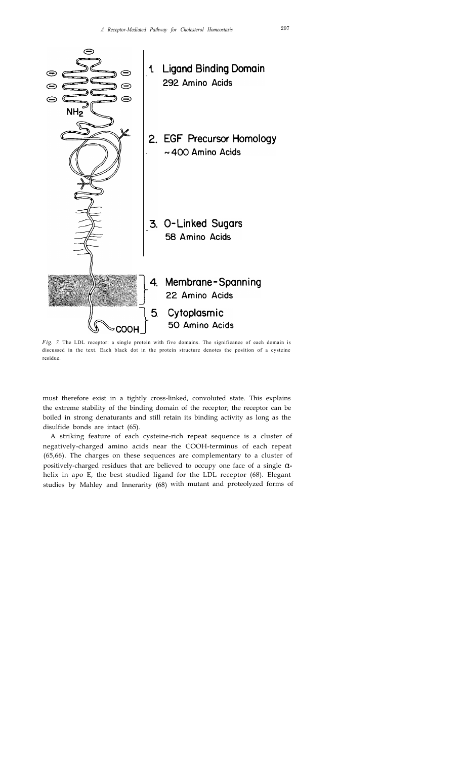*Fig. 7.* The LDL receptor: a single protein with five domains. The significance of each domain is discussed in the text. Each black dot in the protein structure denotes the position of a cysteine residue.

must therefore exist in a tightly cross-linked, convoluted state. This explains the extreme stability of the binding domain of the receptor; the receptor can be boiled in strong denaturants and still retain its binding activity as long as the disulfide bonds are intact (65).

A striking feature of each cysteine-rich repeat sequence is a cluster of negatively-charged amino acids near the COOH-terminus of each repeat (65,66). The charges on these sequences are complementary to a cluster of positively-charged residues that are believed to occupy one face of a single $\alpha$-helix in apo E, the best studied ligand for the LDL receptor (68). Elegant studies by Mahley and Innerarity (68) with mutant and proteolyzed forms of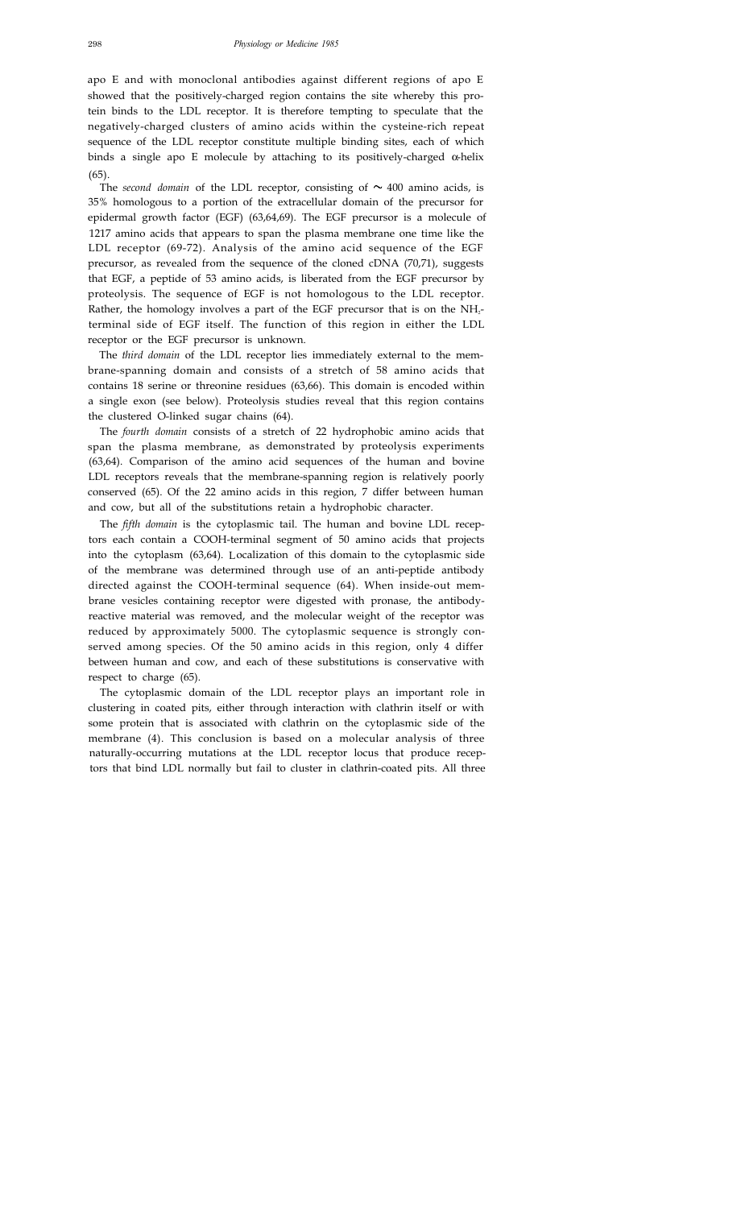apo E and with monoclonal antibodies against different regions of apo E showed that the positively-charged region contains the site whereby this protein binds to the LDL receptor. It is therefore tempting to speculate that the negatively-charged clusters of amino acids within the cysteine-rich repeat sequence of the LDL receptor constitute multiple binding sites, each of which binds a single apo E molecule by attaching to its positively-charged α-helix (65).

The *second domain* of the LDL receptor, consisting of ~ 400 amino acids, is 35% homologous to a portion of the extracellular domain of the precursor for epidermal growth factor (EGF) (63,64,69). The EGF precursor is a molecule of 1217 amino acids that appears to span the plasma membrane one time like the LDL receptor (69-72). Analysis of the amino acid sequence of the EGF precursor, as revealed from the sequence of the cloned cDNA (70,71), suggests that EGF, a peptide of 53 amino acids, is liberated from the EGF precursor by proteolysis. The sequence of EGF is not homologous to the LDL receptor. Rather, the homology involves a part of the EGF precursor that is on the $NH_2$-terminal side of EGF itself. The function of this region in either the LDL receptor or the EGF precursor is unknown.

The *third domain* of the LDL receptor lies immediately external to the membrane-spanning domain and consists of a stretch of 58 amino acids that contains 18 serine or threonine residues (63,66). This domain is encoded within a single exon (see below). Proteolysis studies reveal that this region contains the clustered O-linked sugar chains (64).

The *fourth domain* consists of a stretch of 22 hydrophobic amino acids that span the plasma membrane, as demonstrated by proteolysis experiments (63,64). Comparison of the amino acid sequences of the human and bovine LDL receptors reveals that the membrane-spanning region is relatively poorly conserved (65). Of the 22 amino acids in this region, 7 differ between human and cow, but all of the substitutions retain a hydrophobic character.

The *fifth domain* is the cytoplasmic tail. The human and bovine LDL receptors each contain a COOH-terminal segment of 50 amino acids that projects into the cytoplasm (63,64). Localization of this domain to the cytoplasmic side of the membrane was determined through use of an anti-peptide antibody directed against the COOH-terminal sequence (64). When inside-out membrane vesicles containing receptor were digested with pronase, the antibody-reactive material was removed, and the molecular weight of the receptor was reduced by approximately 5000. The cytoplasmic sequence is strongly conserved among species. Of the 50 amino acids in this region, only 4 differ between human and cow, and each of these substitutions is conservative with respect to charge (65).

The cytoplasmic domain of the LDL receptor plays an important role in clustering in coated pits, either through interaction with clathrin itself or with some protein that is associated with clathrin on the cytoplasmic side of the membrane (4). This conclusion is based on a molecular analysis of three naturally-occurring mutations at the LDL receptor locus that produce receptors that bind LDL normally but fail to cluster in clathrin-coated pits. All three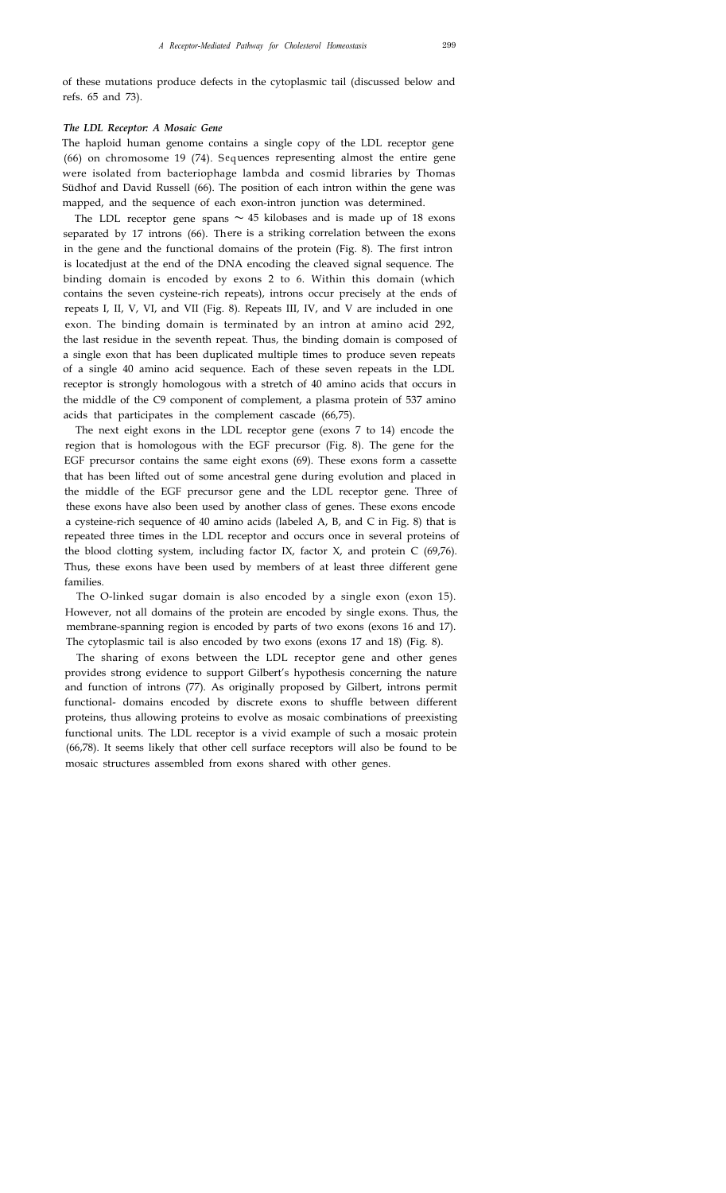of these mutations produce defects in the cytoplasmic tail (discussed below and refs. 65 and 73).

### *The LDL Receptor: A Mosaic Gene*

The haploid human genome contains a single copy of the LDL receptor gene (66) on chromosome 19 (74). Sequences representing almost the entire gene were isolated from bacteriophage lambda and cosmid libraries by Thomas Südhof and David Russell (66). The position of each intron within the gene was mapped, and the sequence of each exon-intron junction was determined.

The LDL receptor gene spans ~ 45 kilobases and is made up of 18 exons separated by 17 introns (66). There is a striking correlation between the exons in the gene and the functional domains of the protein (Fig. 8). The first intron is locatedjust at the end of the DNA encoding the cleaved signal sequence. The binding domain is encoded by exons 2 to 6. Within this domain (which contains the seven cysteine-rich repeats), introns occur precisely at the ends of repeats I, II, V, VI, and VII (Fig. 8). Repeats III, IV, and V are included in one exon. The binding domain is terminated by an intron at amino acid 292, the last residue in the seventh repeat. Thus, the binding domain is composed of a single exon that has been duplicated multiple times to produce seven repeats of a single 40 amino acid sequence. Each of these seven repeats in the LDL receptor is strongly homologous with a stretch of 40 amino acids that occurs in the middle of the C9 component of complement, a plasma protein of 537 amino acids that participates in the complement cascade (66,75).

The next eight exons in the LDL receptor gene (exons 7 to 14) encode the region that is homologous with the EGF precursor (Fig. 8). The gene for the EGF precursor contains the same eight exons (69). These exons form a cassette that has been lifted out of some ancestral gene during evolution and placed in the middle of the EGF precursor gene and the LDL receptor gene. Three of these exons have also been used by another class of genes. These exons encode a cysteine-rich sequence of 40 amino acids (labeled A, B, and C in Fig. 8) that is repeated three times in the LDL receptor and occurs once in several proteins of the blood clotting system, including factor IX, factor X, and protein C (69,76). Thus, these exons have been used by members of at least three different gene families.

The O-linked sugar domain is also encoded by a single exon (exon 15). However, not all domains of the protein are encoded by single exons. Thus, the membrane-spanning region is encoded by parts of two exons (exons 16 and 17). The cytoplasmic tail is also encoded by two exons (exons 17 and 18) (Fig. 8).

The sharing of exons between the LDL receptor gene and other genes provides strong evidence to support Gilbert's hypothesis concerning the nature and function of introns (77). As originally proposed by Gilbert, introns permit functional- domains encoded by discrete exons to shuffle between different proteins, thus allowing proteins to evolve as mosaic combinations of preexisting functional units. The LDL receptor is a vivid example of such a mosaic protein (66,78). It seems likely that other cell surface receptors will also be found to be mosaic structures assembled from exons shared with other genes.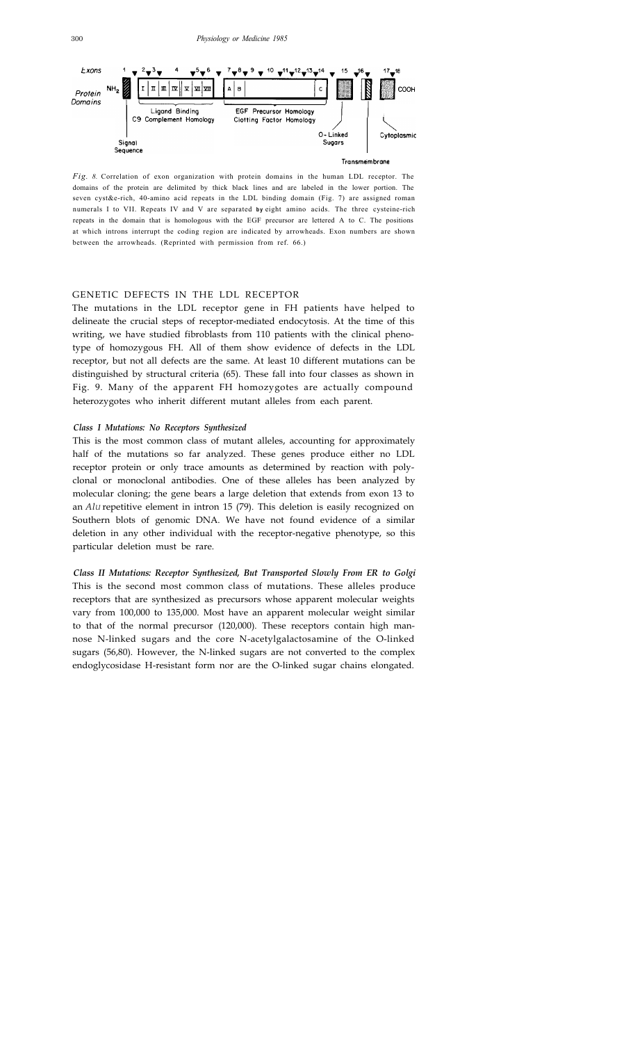*Fig. 8.* Correlation of exon organization with protein domains in the human LDL receptor. The domains of the protein are delimited by thick black lines and are labeled in the lower portion. The seven cyst&e-rich, 40-amino acid repeats in the LDL binding domain (Fig. 7) are assigned roman numerals I to VII. Repeats IV and V are separated by eight amino acids. The three cysteine-rich repeats in the domain that is homologous with the EGF precursor are lettered A to C. The positions at which introns interrupt the coding region are indicated by arrowheads. Exon numbers are shown between the arrowheads. (Reprinted with permission from ref. 66.)

## GENETIC DEFECTS IN THE LDL RECEPTOR

The mutations in the LDL receptor gene in FH patients have helped to delineate the crucial steps of receptor-mediated endocytosis. At the time of this writing, we have studied fibroblasts from 110 patients with the clinical phenotype of homozygous FH. All of them show evidence of defects in the LDL receptor, but not all defects are the same. At least 10 different mutations can be distinguished by structural criteria (65). These fall into four classes as shown in Fig. 9. Many of the apparent FH homozygotes are actually compound heterozygotes who inherit different mutant alleles from each parent.

### *Class I Mutations: No Receptors Synthesized*

This is the most common class of mutant alleles, accounting for approximately half of the mutations so far analyzed. These genes produce either no LDL receptor protein or only trace amounts as determined by reaction with polyclonal or monoclonal antibodies. One of these alleles has been analyzed by molecular cloning; the gene bears a large deletion that extends from exon 13 to an *Alu* repetitive element in intron 15 (79). This deletion is easily recognized on Southern blots of genomic DNA. We have not found evidence of a similar deletion in any other individual with the receptor-negative phenotype, so this particular deletion must be rare.

### *Class II Mutations: Receptor Synthesized, But Transported Slowly From ER to Golgi*

This is the second most common class of mutations. These alleles produce receptors that are synthesized as precursors whose apparent molecular weights vary from 100,000 to 135,000. Most have an apparent molecular weight similar to that of the normal precursor (120,000). These receptors contain high mannose N-linked sugars and the core N-acetylgalactosamine of the O-linked sugars (56,80). However, the N-linked sugars are not converted to the complex endoglycosidase H-resistant form nor are the O-linked sugar chains elongated.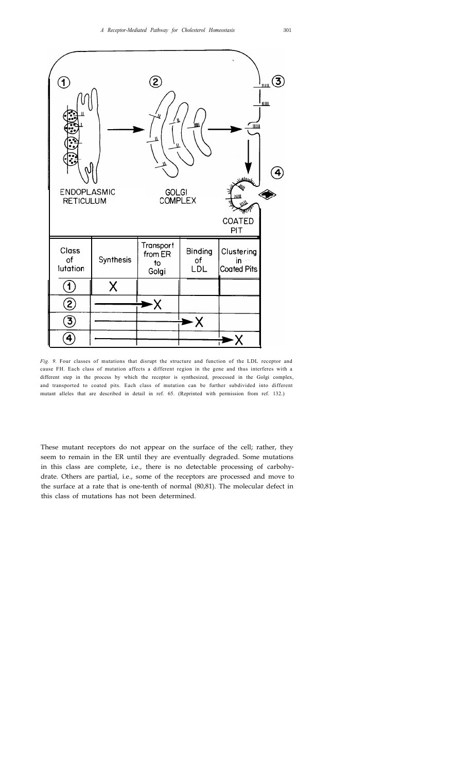| Class of Mutation | Synthesis | Transport from ER to Golgi | Binding of LDL | Clustering in Coated Pits |
|---|---|---|---|---|
| 1 | X | | | |
| 2 | ——— | ——→ X | | |
| 3 | ——— | ——— | ——→ X | |
| 4 | ——— | ——— | ——— | ——→ X |

*Fig. 9.* Four classes of mutations that disrupt the structure and function of the LDL receptor and cause FH. Each class of mutation affects a different region in the gene and thus interferes with a different step in the process by which the receptor is synthesized, processed in the Golgi complex, and transported to coated pits. Each class of mutation can be further subdivided into different mutant alleles that are described in detail in ref. 65. (Reprinted with permission from ref. 132.)

These mutant receptors do not appear on the surface of the cell; rather, they seem to remain in the ER until they are eventually degraded. Some mutations in this class are complete, i.e., there is no detectable processing of carbohydrate. Others are partial, i.e., some of the receptors are processed and move to the surface at a rate that is one-tenth of normal (80,81). The molecular defect in this class of mutations has not been determined.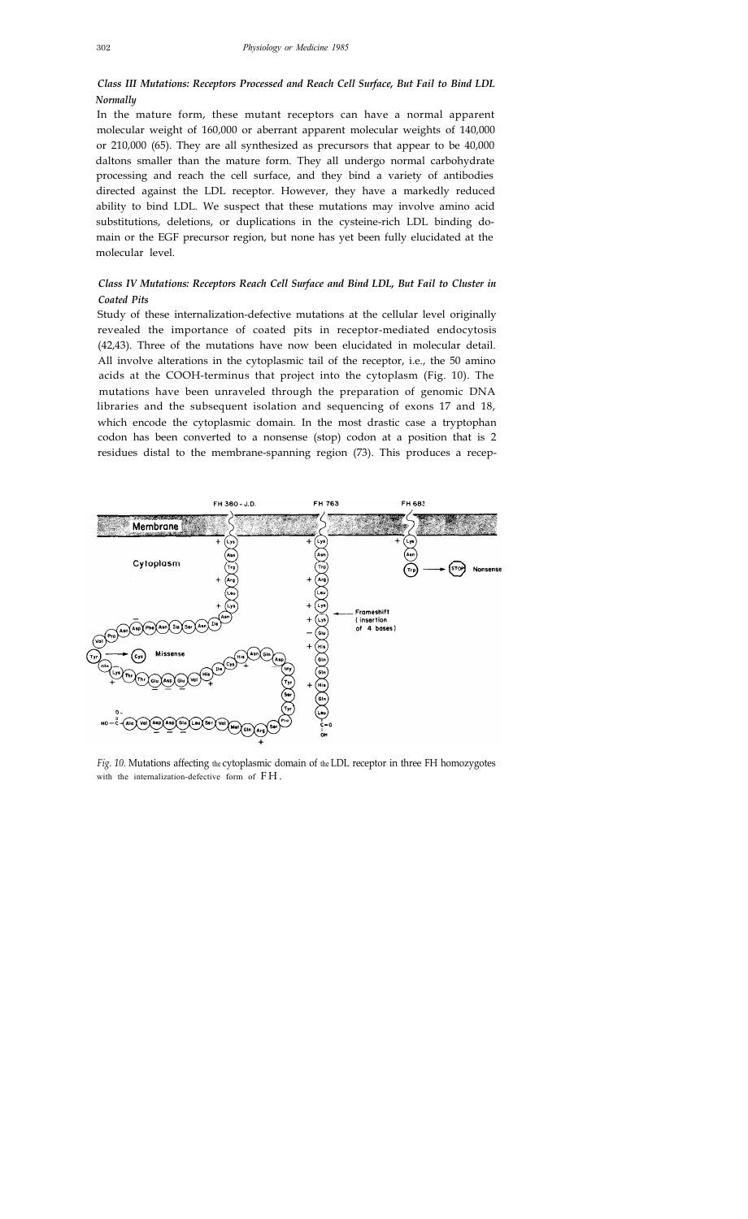### *Class III Mutations: Receptors Processed and Reach Cell Surface, But Fail to Bind LDL Normally*

In the mature form, these mutant receptors can have a normal apparent molecular weight of 160,000 or aberrant apparent molecular weights of 140,000 or 210,000 (65). They are all synthesized as precursors that appear to be 40,000 daltons smaller than the mature form. They all undergo normal carbohydrate processing and reach the cell surface, and they bind a variety of antibodies directed against the LDL receptor. However, they have a markedly reduced ability to bind LDL. We suspect that these mutations may involve amino acid substitutions, deletions, or duplications in the cysteine-rich LDL binding domain or the EGF precursor region, but none has yet been fully elucidated at the molecular level.

### *Class IV Mutations: Receptors Reach Cell Surface and Bind LDL, But Fail to Cluster in Coated Pits*

Study of these internalization-defective mutations at the cellular level originally revealed the importance of coated pits in receptor-mediated endocytosis (42,43). Three of the mutations have now been elucidated in molecular detail. All involve alterations in the cytoplasmic tail of the receptor, i.e., the 50 amino acids at the COOH-terminus that project into the cytoplasm (Fig. 10). The mutations have been unraveled through the preparation of genomic DNA libraries and the subsequent isolation and sequencing of exons 17 and 18, which encode the cytoplasmic domain. In the most drastic case a tryptophan codon has been converted to a nonsense (stop) codon at a position that is 2 residues distal to the membrane-spanning region (73). This produces a recep-

*Fig. 10.* Mutations affecting the cytoplasmic domain of the LDL receptor in three FH homozygotes with the internalization-defective form of FH.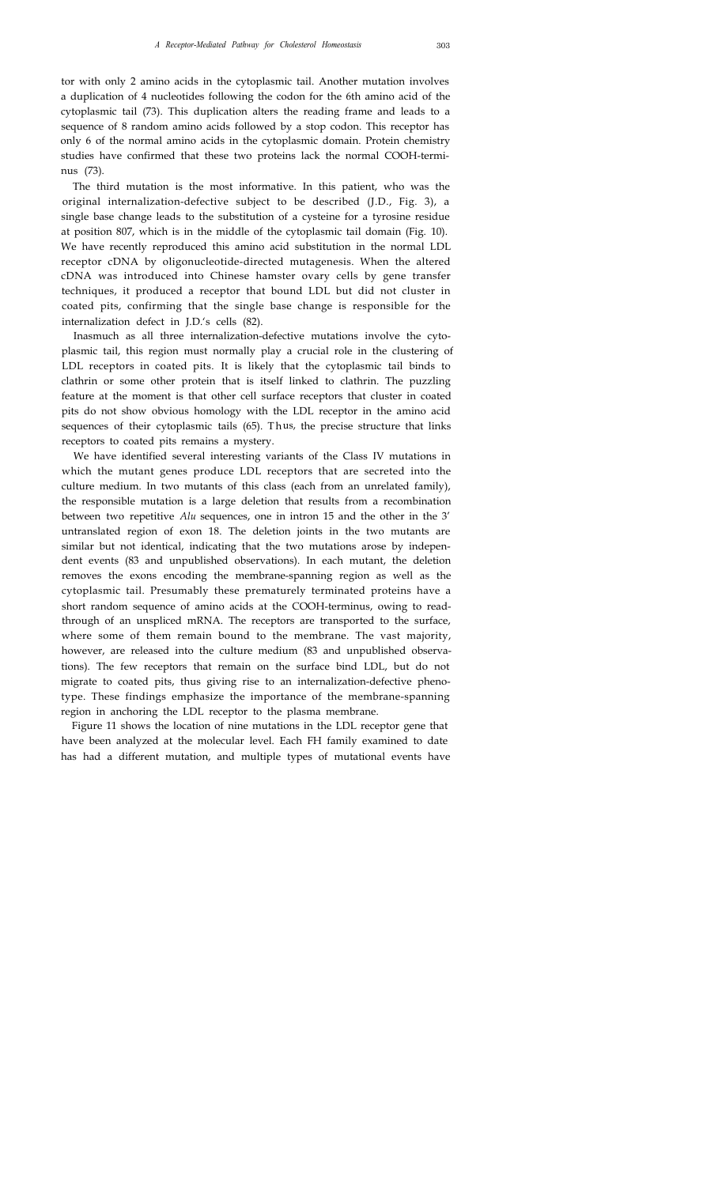tor with only 2 amino acids in the cytoplasmic tail. Another mutation involves a duplication of 4 nucleotides following the codon for the 6th amino acid of the cytoplasmic tail (73). This duplication alters the reading frame and leads to a sequence of 8 random amino acids followed by a stop codon. This receptor has only 6 of the normal amino acids in the cytoplasmic domain. Protein chemistry studies have confirmed that these two proteins lack the normal COOH-terminus (73).

The third mutation is the most informative. In this patient, who was the original internalization-defective subject to be described (J.D., Fig. 3), a single base change leads to the substitution of a cysteine for a tyrosine residue at position 807, which is in the middle of the cytoplasmic tail domain (Fig. 10). We have recently reproduced this amino acid substitution in the normal LDL receptor cDNA by oligonucleotide-directed mutagenesis. When the altered cDNA was introduced into Chinese hamster ovary cells by gene transfer techniques, it produced a receptor that bound LDL but did not cluster in coated pits, confirming that the single base change is responsible for the internalization defect in J.D.'s cells (82).

Inasmuch as all three internalization-defective mutations involve the cytoplasmic tail, this region must normally play a crucial role in the clustering of LDL receptors in coated pits. It is likely that the cytoplasmic tail binds to clathrin or some other protein that is itself linked to clathrin. The puzzling feature at the moment is that other cell surface receptors that cluster in coated pits do not show obvious homology with the LDL receptor in the amino acid sequences of their cytoplasmic tails (65). Thus, the precise structure that links receptors to coated pits remains a mystery.

We have identified several interesting variants of the Class IV mutations in which the mutant genes produce LDL receptors that are secreted into the culture medium. In two mutants of this class (each from an unrelated family), the responsible mutation is a large deletion that results from a recombination between two repetitive *Alu* sequences, one in intron 15 and the other in the 3′ untranslated region of exon 18. The deletion joints in the two mutants are similar but not identical, indicating that the two mutations arose by independent events (83 and unpublished observations). In each mutant, the deletion removes the exons encoding the membrane-spanning region as well as the cytoplasmic tail. Presumably these prematurely terminated proteins have a short random sequence of amino acids at the COOH-terminus, owing to read-through of an unspliced mRNA. The receptors are transported to the surface, where some of them remain bound to the membrane. The vast majority, however, are released into the culture medium (83 and unpublished observations). The few receptors that remain on the surface bind LDL, but do not migrate to coated pits, thus giving rise to an internalization-defective phenotype. These findings emphasize the importance of the membrane-spanning region in anchoring the LDL receptor to the plasma membrane.

Figure 11 shows the location of nine mutations in the LDL receptor gene that have been analyzed at the molecular level. Each FH family examined to date has had a different mutation, and multiple types of mutational events have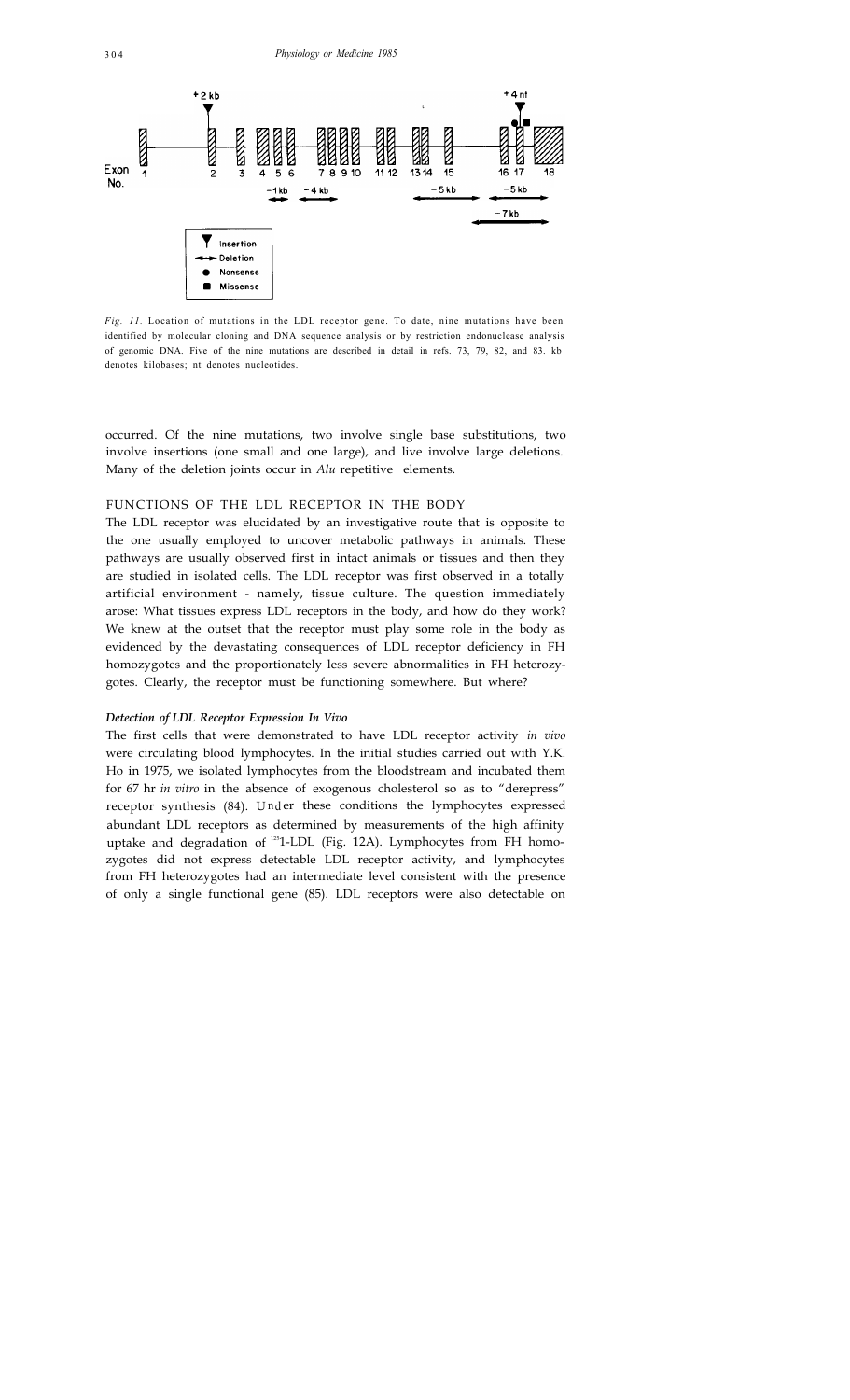*Fig. 11.* Location of mutations in the LDL receptor gene. To date, nine mutations have been identified by molecular cloning and DNA sequence analysis or by restriction endonuclease analysis of genomic DNA. Five of the nine mutations are described in detail in refs. 73, 79, 82, and 83. kb denotes kilobases; nt denotes nucleotides.

occurred. Of the nine mutations, two involve single base substitutions, two involve insertions (one small and one large), and live involve large deletions. Many of the deletion joints occur in *Alu* repetitive elements.

## FUNCTIONS OF THE LDL RECEPTOR IN THE BODY

The LDL receptor was elucidated by an investigative route that is opposite to the one usually employed to uncover metabolic pathways in animals. These pathways are usually observed first in intact animals or tissues and then they are studied in isolated cells. The LDL receptor was first observed in a totally artificial environment - namely, tissue culture. The question immediately arose: What tissues express LDL receptors in the body, and how do they work? We knew at the outset that the receptor must play some role in the body as evidenced by the devastating consequences of LDL receptor deficiency in FH homozygotes and the proportionately less severe abnormalities in FH heterozygotes. Clearly, the receptor must be functioning somewhere. But where?

### *Detection of LDL Receptor Expression In Vivo*

The first cells that were demonstrated to have LDL receptor activity *in vivo* were circulating blood lymphocytes. In the initial studies carried out with Y.K. Ho in 1975, we isolated lymphocytes from the bloodstream and incubated them for 67 hr *in vitro* in the absence of exogenous cholesterol so as to "derepress" receptor synthesis (84). Under these conditions the lymphocytes expressed abundant LDL receptors as determined by measurements of the high affinity uptake and degradation of $^{125}$I-LDL (Fig. 12A). Lymphocytes from FH homozygotes did not express detectable LDL receptor activity, and lymphocytes from FH heterozygotes had an intermediate level consistent with the presence of only a single functional gene (85). LDL receptors were also detectable on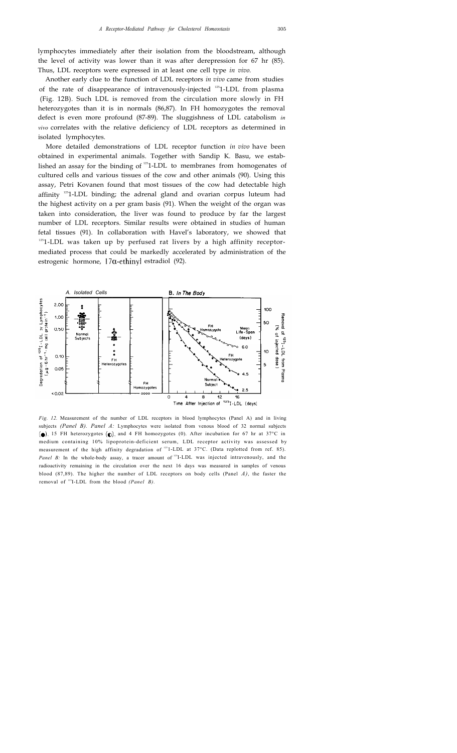lymphocytes immediately after their isolation from the bloodstream, although the level of activity was lower than it was after derepression for 67 hr (85). Thus, LDL receptors were expressed in at least one cell type *in vivo.*

Another early clue to the function of LDL receptors *in vivo* came from studies of the rate of disappearance of intravenously-injected $^{125}$I-LDL from plasma (Fig. 12B). Such LDL is removed from the circulation more slowly in FH heterozygotes than it is in normals (86,87). In FH homozygotes the removal defect is even more profound (87-89). The sluggishness of LDL catabolism *in vivo* correlates with the relative deficiency of LDL receptors as determined in isolated lymphocytes.

More detailed demonstrations of LDL receptor function *in vivo* have been obtained in experimental animals. Together with Sandip K. Basu, we established an assay for the binding of $^{125}$I-LDL to membranes from homogenates of cultured cells and various tissues of the cow and other animals (90). Using this assay, Petri Kovanen found that most tissues of the cow had detectable high affinity $^{125}$I-LDL binding; the adrenal gland and ovarian corpus luteum had the highest activity on a per gram basis (91). When the weight of the organ was taken into consideration, the liver was found to produce by far the largest number of LDL receptors. Similar results were obtained in studies of human fetal tissues (91). In collaboration with Havel's laboratory, we showed that $^{125}$I-LDL was taken up by perfused rat livers by a high affinity receptor-mediated process that could be markedly accelerated by administration of the estrogenic hormone, 17α-ethinyl estradiol (92).

*Fig. 12.* Measurement of the number of LDL receptors in blood lymphocytes (Panel A) and in living subjects *(Panel B)*. *Panel A:* Lymphocytes were isolated from venous blood of 32 normal subjects (●), 15 FH heterozygotes (◐), and 4 FH homozygotes (○). After incubation for 67 hr at 37°C in medium containing 10% lipoprotein-deficient serum, LDL receptor activity was assessed by measurement of the high affinity degradation of $^{125}$I-LDL at 37°C. (Data replotted from ref. 85). *Panel B:* In the whole-body assay, a tracer amount of $^{125}$I-LDL was injected intravenously, and the radioactivity remaining in the circulation over the next 16 days was measured in samples of venous blood (87,89). The higher the number of LDL receptors on body cells (Panel *A)*, the faster the removal of $^{125}$I-LDL from the blood *(Panel B)*.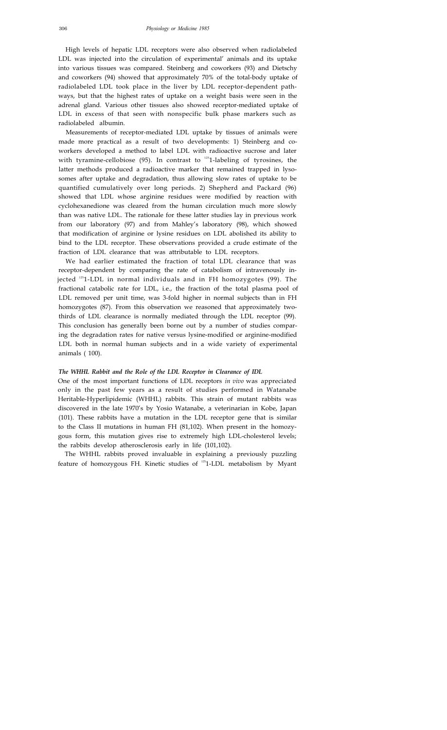High levels of hepatic LDL receptors were also observed when radiolabeled LDL was injected into the circulation of experimental' animals and its uptake into various tissues was compared. Steinberg and coworkers (93) and Dietschy and coworkers (94) showed that approximately 70% of the total-body uptake of radiolabeled LDL took place in the liver by LDL receptor-dependent pathways, but that the highest rates of uptake on a weight basis were seen in the adrenal gland. Various other tissues also showed receptor-mediated uptake of LDL in excess of that seen with nonspecific bulk phase markers such as radiolabeled albumin.

Measurements of receptor-mediated LDL uptake by tissues of animals were made more practical as a result of two developments: 1) Steinberg and coworkers developed a method to label LDL with radioactive sucrose and later with tyramine-cellobiose (95). In contrast to $^{125}$I-labeling of tyrosines, the latter methods produced a radioactive marker that remained trapped in lysosomes after uptake and degradation, thus allowing slow rates of uptake to be quantified cumulatively over long periods. 2) Shepherd and Packard (96) showed that LDL whose arginine residues were modified by reaction with cyclohexanedione was cleared from the human circulation much more slowly than was native LDL. The rationale for these latter studies lay in previous work from our laboratory (97) and from Mahley's laboratory (98), which showed that modification of arginine or lysine residues on LDL abolished its ability to bind to the LDL receptor. These observations provided a crude estimate of the fraction of LDL clearance that was attributable to LDL receptors.

We had earlier estimated the fraction of total LDL clearance that was receptor-dependent by comparing the rate of catabolism of intravenously injected $^{125}$I-LDL in normal individuals and in FH homozygotes (99). The fractional catabolic rate for LDL, i.e., the fraction of the total plasma pool of LDL removed per unit time, was 3-fold higher in normal subjects than in FH homozygotes (87). From this observation we reasoned that approximately two-thirds of LDL clearance is normally mediated through the LDL receptor (99). This conclusion has generally been borne out by a number of studies comparing the degradation rates for native versus lysine-modified or arginine-modified LDL both in normal human subjects and in a wide variety of experimental animals (100).

### *The WHHL Rabbit and the Role of the LDL Receptor in Clearance of IDL*

One of the most important functions of LDL receptors *in vivo* was appreciated only in the past few years as a result of studies performed in Watanabe Heritable-Hyperlipidemic (WHHL) rabbits. This strain of mutant rabbits was discovered in the late 1970's by Yosio Watanabe, a veterinarian in Kobe, Japan (101). These rabbits have a mutation in the LDL receptor gene that is similar to the Class II mutations in human FH (81,102). When present in the homozygous form, this mutation gives rise to extremely high LDL-cholesterol levels; the rabbits develop atherosclerosis early in life (101,102).

The WHHL rabbits proved invaluable in explaining a previously puzzling feature of homozygous FH. Kinetic studies of $^{125}$I-LDL metabolism by Myant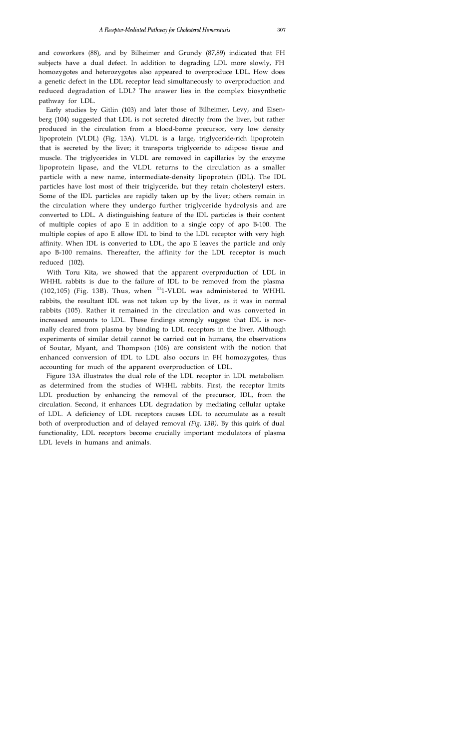and coworkers (88), and by Bilheimer and Grundy (87,89) indicated that FH subjects have a dual defect. In addition to degrading LDL more slowly, FH homozygotes and heterozygotes also appeared to overproduce LDL. How does a genetic defect in the LDL receptor lead simultaneously to overproduction and reduced degradation of LDL? The answer lies in the complex biosynthetic pathway for LDL.

Early studies by Gitlin (103) and later those of Bilheimer, Levy, and Eisenberg (104) suggested that LDL is not secreted directly from the liver, but rather produced in the circulation from a blood-borne precursor, very low density lipoprotein (VLDL) (Fig. 13A). VLDL is a large, triglyceride-rich lipoprotein that is secreted by the liver; it transports triglyceride to adipose tissue and muscle. The triglycerides in VLDL are removed in capillaries by the enzyme lipoprotein lipase, and the VLDL returns to the circulation as a smaller particle with a new name, intermediate-density lipoprotein (IDL). The IDL particles have lost most of their triglyceride, but they retain cholesteryl esters. Some of the IDL particles are rapidly taken up by the liver; others remain in the circulation where they undergo further triglyceride hydrolysis and are converted to LDL. A distinguishing feature of the IDL particles is their content of multiple copies of apo E in addition to a single copy of apo B-100. The multiple copies of apo E allow IDL to bind to the LDL receptor with very high affinity. When IDL is converted to LDL, the apo E leaves the particle and only apo B-100 remains. Thereafter, the affinity for the LDL receptor is much reduced (102).

With Toru Kita, we showed that the apparent overproduction of LDL in WHHL rabbits is due to the failure of IDL to be removed from the plasma (102,105) (Fig. 13B). Thus, when $^{125}$I-VLDL was administered to WHHL rabbits, the resultant IDL was not taken up by the liver, as it was in normal rabbits (105). Rather it remained in the circulation and was converted in increased amounts to LDL. These findings strongly suggest that IDL is normally cleared from plasma by binding to LDL receptors in the liver. Although experiments of similar detail cannot be carried out in humans, the observations of Soutar, Myant, and Thompson (106) are consistent with the notion that enhanced conversion of IDL to LDL also occurs in FH homozygotes, thus accounting for much of the apparent overproduction of LDL.

Figure 13A illustrates the dual role of the LDL receptor in LDL metabolism as determined from the studies of WHHL rabbits. First, the receptor limits LDL production by enhancing the removal of the precursor, IDL, from the circulation. Second, it enhances LDL degradation by mediating cellular uptake of LDL. A deficiency of LDL receptors causes LDL to accumulate as a result both of overproduction and of delayed removal *(Fig. 13B)*. By this quirk of dual functionality, LDL receptors become crucially important modulators of plasma LDL levels in humans and animals.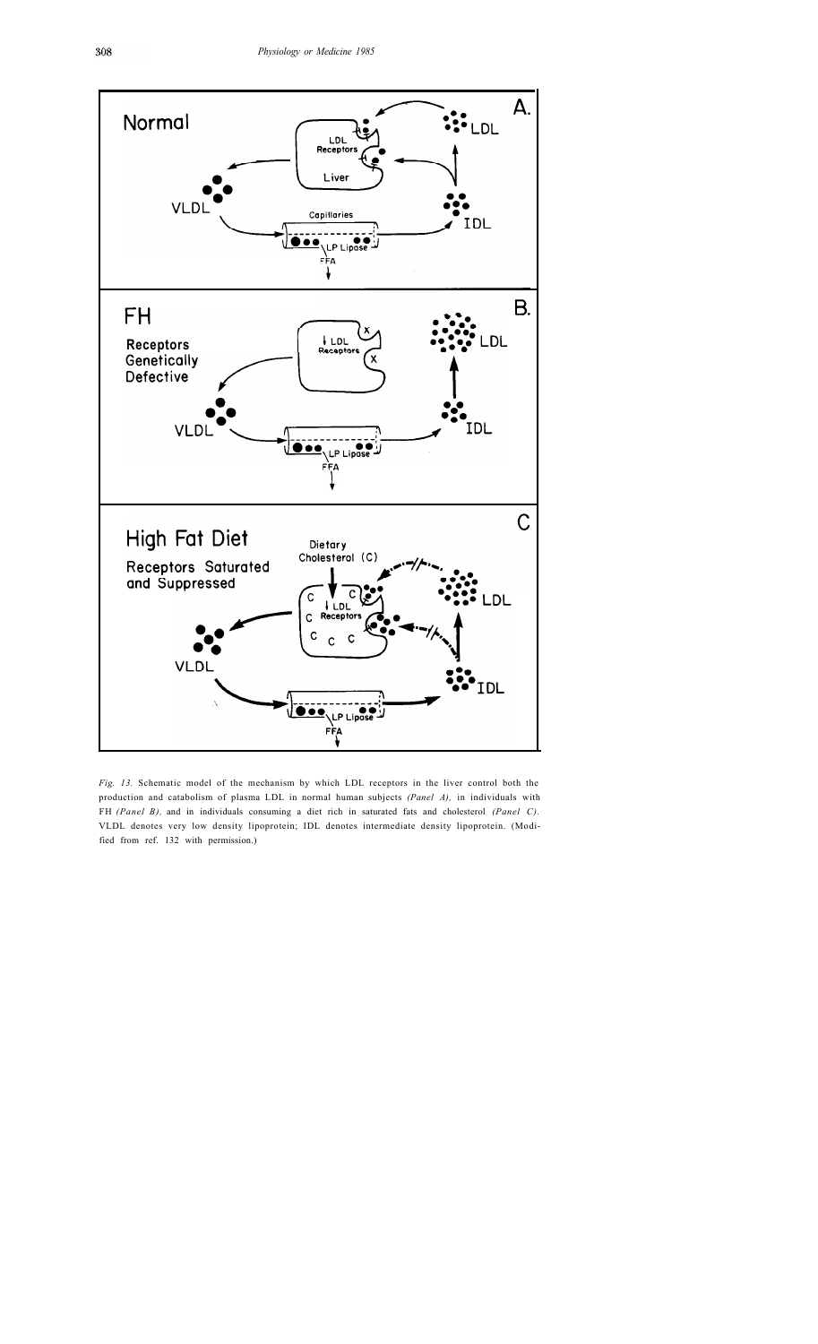*Fig. 13.* Schematic model of the mechanism by which LDL receptors in the liver control both the production and catabolism of plasma LDL in normal human subjects *(Panel A),* in individuals with FH *(Panel B),* and in individuals consuming a diet rich in saturated fats and cholesterol *(Panel C).* VLDL denotes very low density lipoprotein; IDL denotes intermediate density lipoprotein. (Modified from ref. 132 with permission.)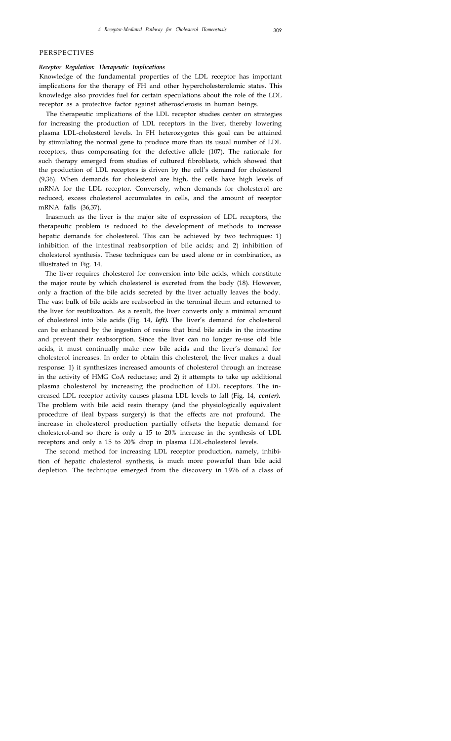## PERSPECTIVES

### *Receptor Regulation: Therapeutic Implications*

Knowledge of the fundamental properties of the LDL receptor has important implications for the therapy of FH and other hypercholesterolemic states. This knowledge also provides fuel for certain speculations about the role of the LDL receptor as a protective factor against atherosclerosis in human beings.

The therapeutic implications of the LDL receptor studies center on strategies for increasing the production of LDL receptors in the liver, thereby lowering plasma LDL-cholesterol levels. In FH heterozygotes this goal can be attained by stimulating the normal gene to produce more than its usual number of LDL receptors, thus compensating for the defective allele (107). The rationale for such therapy emerged from studies of cultured fibroblasts, which showed that the production of LDL receptors is driven by the cell's demand for cholesterol (9,36). When demands for cholesterol are high, the cells have high levels of mRNA for the LDL receptor. Conversely, when demands for cholesterol are reduced, excess cholesterol accumulates in cells, and the amount of receptor mRNA falls (36,37).

Inasmuch as the liver is the major site of expression of LDL receptors, the therapeutic problem is reduced to the development of methods to increase hepatic demands for cholesterol. This can be achieved by two techniques: 1) inhibition of the intestinal reabsorption of bile acids; and 2) inhibition of cholesterol synthesis. These techniques can be used alone or in combination, as illustrated in Fig. 14.

The liver requires cholesterol for conversion into bile acids, which constitute the major route by which cholesterol is excreted from the body (18). However, only a fraction of the bile acids secreted by the liver actually leaves the body. The vast bulk of bile acids are reabsorbed in the terminal ileum and returned to the liver for reutilization. As a result, the liver converts only a minimal amount of cholesterol into bile acids (Fig. 14, ***left***). The liver's demand for cholesterol can be enhanced by the ingestion of resins that bind bile acids in the intestine and prevent their reabsorption. Since the liver can no longer re-use old bile acids, it must continually make new bile acids and the liver's demand for cholesterol increases. In order to obtain this cholesterol, the liver makes a dual response: 1) it synthesizes increased amounts of cholesterol through an increase in the activity of HMG CoA reductase; and 2) it attempts to take up additional plasma cholesterol by increasing the production of LDL receptors. The increased LDL receptor activity causes plasma LDL levels to fall (Fig. 14, ***center***). The problem with bile acid resin therapy (and the physiologically equivalent procedure of ileal bypass surgery) is that the effects are not profound. The increase in cholesterol production partially offsets the hepatic demand for cholesterol-and so there is only a 15 to 20% increase in the synthesis of LDL receptors and only a 15 to 20% drop in plasma LDL-cholesterol levels.

The second method for increasing LDL receptor production, namely, inhibition of hepatic cholesterol synthesis, is much more powerful than bile acid depletion. The technique emerged from the discovery in 1976 of a class of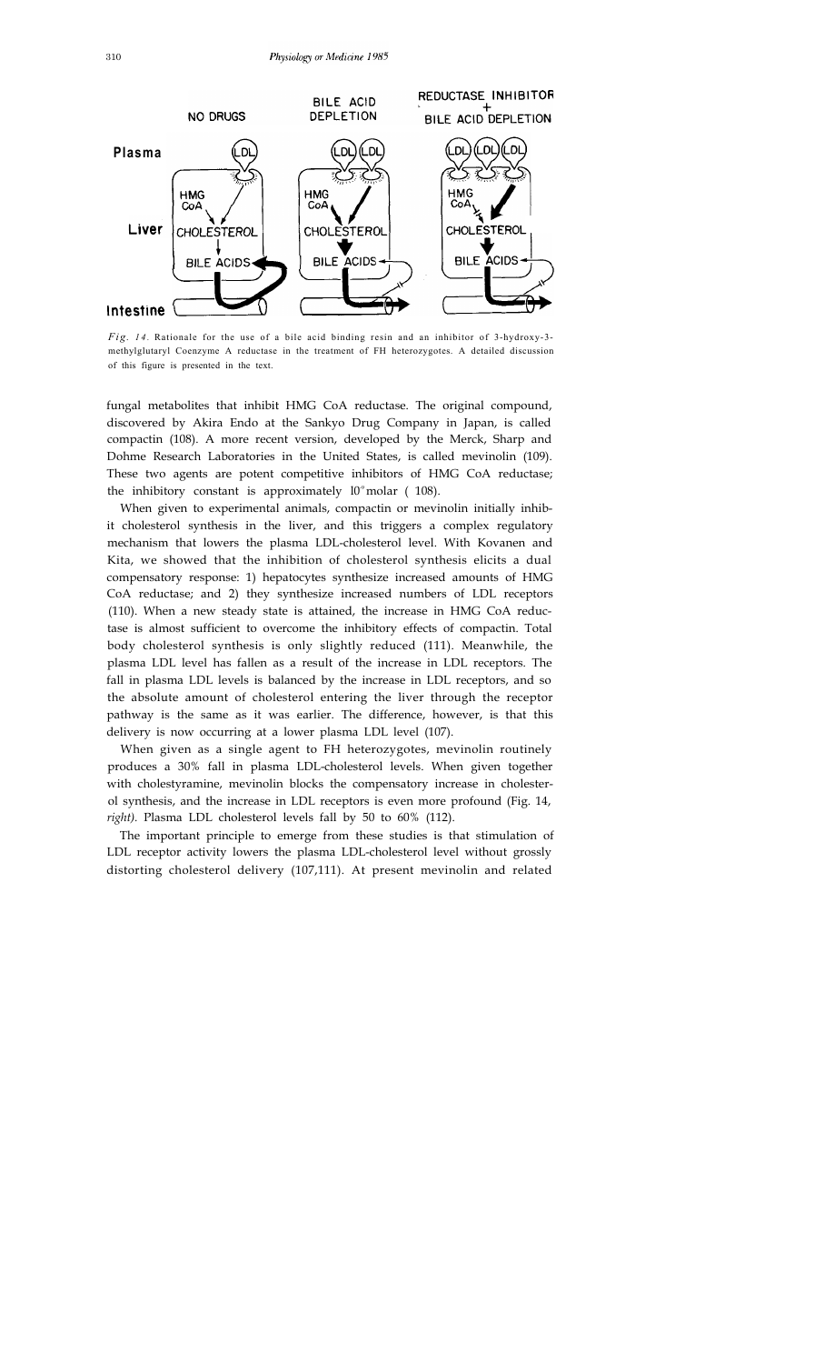*Fig. 14.* Rationale for the use of a bile acid binding resin and an inhibitor of 3-hydroxy-3-methylglutaryl Coenzyme A reductase in the treatment of FH heterozygotes. A detailed discussion of this figure is presented in the text.

fungal metabolites that inhibit HMG CoA reductase. The original compound, discovered by Akira Endo at the Sankyo Drug Company in Japan, is called compactin (108). A more recent version, developed by the Merck, Sharp and Dohme Research Laboratories in the United States, is called mevinolin (109). These two agents are potent competitive inhibitors of HMG CoA reductase; the inhibitory constant is approximately $10^{9}$ molar ( 108).

When given to experimental animals, compactin or mevinolin initially inhibit cholesterol synthesis in the liver, and this triggers a complex regulatory mechanism that lowers the plasma LDL-cholesterol level. With Kovanen and Kita, we showed that the inhibition of cholesterol synthesis elicits a dual compensatory response: 1) hepatocytes synthesize increased amounts of HMG CoA reductase; and 2) they synthesize increased numbers of LDL receptors (110). When a new steady state is attained, the increase in HMG CoA reductase is almost sufficient to overcome the inhibitory effects of compactin. Total body cholesterol synthesis is only slightly reduced (111). Meanwhile, the plasma LDL level has fallen as a result of the increase in LDL receptors. The fall in plasma LDL levels is balanced by the increase in LDL receptors, and so the absolute amount of cholesterol entering the liver through the receptor pathway is the same as it was earlier. The difference, however, is that this delivery is now occurring at a lower plasma LDL level (107).

When given as a single agent to FH heterozygotes, mevinolin routinely produces a 30% fall in plasma LDL-cholesterol levels. When given together with cholestyramine, mevinolin blocks the compensatory increase in cholesterol synthesis, and the increase in LDL receptors is even more profound (Fig. 14, *right).* Plasma LDL cholesterol levels fall by 50 to 60% (112).

The important principle to emerge from these studies is that stimulation of LDL receptor activity lowers the plasma LDL-cholesterol level without grossly distorting cholesterol delivery (107,111). At present mevinolin and related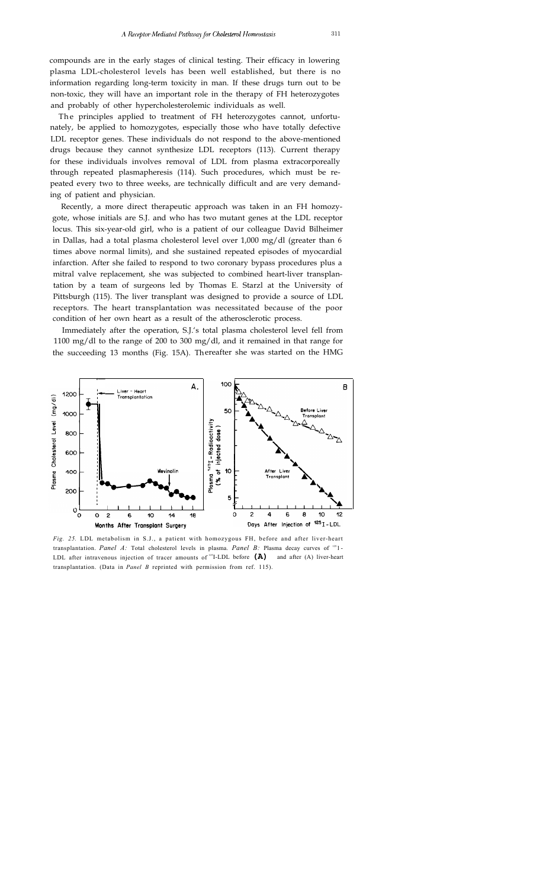compounds are in the early stages of clinical testing. Their efficacy in lowering plasma LDL-cholesterol levels has been well established, but there is no information regarding long-term toxicity in man. If these drugs turn out to be non-toxic, they will have an important role in the therapy of FH heterozygotes and probably of other hypercholesterolemic individuals as well.

The principles applied to treatment of FH heterozygotes cannot, unfortunately, be applied to homozygotes, especially those who have totally defective LDL receptor genes. These individuals do not respond to the above-mentioned drugs because they cannot synthesize LDL receptors (113). Current therapy for these individuals involves removal of LDL from plasma extracorporeally through repeated plasmapheresis (114). Such procedures, which must be repeated every two to three weeks, are technically difficult and are very demanding of patient and physician.

Recently, a more direct therapeutic approach was taken in an FH homozygote, whose initials are S.J. and who has two mutant genes at the LDL receptor locus. This six-year-old girl, who is a patient of our colleague David Bilheimer in Dallas, had a total plasma cholesterol level over 1,000 mg/dl (greater than 6 times above normal limits), and she sustained repeated episodes of myocardial infarction. After she failed to respond to two coronary bypass procedures plus a mitral valve replacement, she was subjected to combined heart-liver transplantation by a team of surgeons led by Thomas E. Starzl at the University of Pittsburgh (115). The liver transplant was designed to provide a source of LDL receptors. The heart transplantation was necessitated because of the poor condition of her own heart as a result of the atherosclerotic process.

Immediately after the operation, S.J.'s total plasma cholesterol level fell from 1100 mg/dl to the range of 200 to 300 mg/dl, and it remained in that range for the succeeding 13 months (Fig. 15A). Thereafter she was started on the HMG

*Fig. 25.* LDL metabolism in S.J., a patient with homozygous FH, before and after liver-heart transplantation. *Panel A:* Total cholesterol levels in plasma. *Panel B:* Plasma decay curves of $^{125}$I-LDL after intravenous injection of tracer amounts of $^{125}$I-LDL before (A) and after (A) liver-heart transplantation. (Data in *Panel B* reprinted with permission from ref. 115).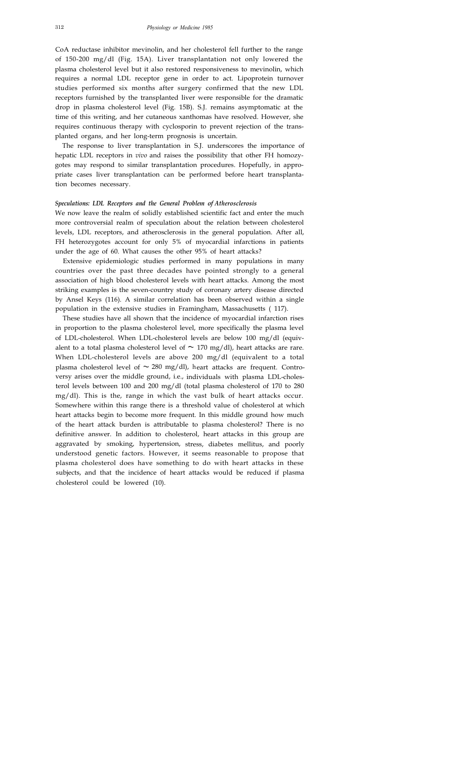CoA reductase inhibitor mevinolin, and her cholesterol fell further to the range of 150-200 mg/dl (Fig. 15A). Liver transplantation not only lowered the plasma cholesterol level but it also restored responsiveness to mevinolin, which requires a normal LDL receptor gene in order to act. Lipoprotein turnover studies performed six months after surgery confirmed that the new LDL receptors furnished by the transplanted liver were responsible for the dramatic drop in plasma cholesterol level (Fig. 15B). S.J. remains asymptomatic at the time of this writing, and her cutaneous xanthomas have resolved. However, she requires continuous therapy with cyclosporin to prevent rejection of the transplanted organs, and her long-term prognosis is uncertain.

The response to liver transplantation in S.J. underscores the importance of hepatic LDL receptors in *vivo* and raises the possibility that other FH homozygotes may respond to similar transplantation procedures. Hopefully, in appropriate cases liver transplantation can be performed before heart transplantation becomes necessary.

### *Speculations: LDL Receptors and the General Problem of Atherosclerosis*

We now leave the realm of solidly established scientific fact and enter the much more controversial realm of speculation about the relation between cholesterol levels, LDL receptors, and atherosclerosis in the general population. After all, FH heterozygotes account for only 5% of myocardial infarctions in patients under the age of 60. What causes the other 95% of heart attacks?

Extensive epidemiologic studies performed in many populations in many countries over the past three decades have pointed strongly to a general association of high blood cholesterol levels with heart attacks. Among the most striking examples is the seven-country study of coronary artery disease directed by Ansel Keys (116). A similar correlation has been observed within a single population in the extensive studies in Framingham, Massachusetts ( 117).

These studies have all shown that the incidence of myocardial infarction rises in proportion to the plasma cholesterol level, more specifically the plasma level of LDL-cholesterol. When LDL-cholesterol levels are below 100 mg/dl (equivalent to a total plasma cholesterol level of ~ 170 mg/dl), heart attacks are rare. When LDL-cholesterol levels are above 200 mg/dl (equivalent to a total plasma cholesterol level of ~ 280 mg/dl), heart attacks are frequent. Controversy arises over the middle ground, i.e., individuals with plasma LDL-cholesterol levels between 100 and 200 mg/dl (total plasma cholesterol of 170 to 280 mg/dl). This is the, range in which the vast bulk of heart attacks occur. Somewhere within this range there is a threshold value of cholesterol at which heart attacks begin to become more frequent. In this middle ground how much of the heart attack burden is attributable to plasma cholesterol? There is no definitive answer. In addition to cholesterol, heart attacks in this group are aggravated by smoking, hypertension, stress, diabetes mellitus, and poorly understood genetic factors. However, it seems reasonable to propose that plasma cholesterol does have something to do with heart attacks in these subjects, and that the incidence of heart attacks would be reduced if plasma cholesterol could be lowered (10).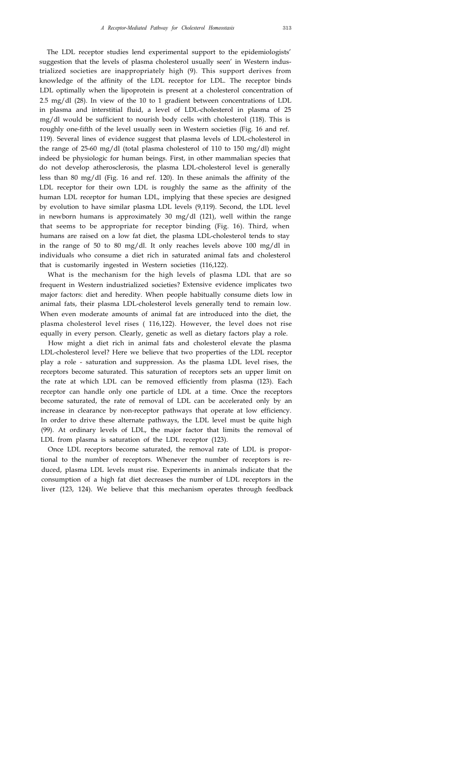The LDL receptor studies lend experimental support to the epidemiologists' suggestion that the levels of plasma cholesterol usually seen' in Western industrialized societies are inappropriately high (9). This support derives from knowledge of the affinity of the LDL receptor for LDL. The receptor binds LDL optimally when the lipoprotein is present at a cholesterol concentration of 2.5 mg/dl (28). In view of the 10 to 1 gradient between concentrations of LDL in plasma and interstitial fluid, a level of LDL-cholesterol in plasma of 25 mg/dl would be sufficient to nourish body cells with cholesterol (118). This is roughly one-fifth of the level usually seen in Western societies (Fig. 16 and ref. 119). Several lines of evidence suggest that plasma levels of LDL-cholesterol in the range of 25-60 mg/dl (total plasma cholesterol of 110 to 150 mg/dl) might indeed be physiologic for human beings. First, in other mammalian species that do not develop atherosclerosis, the plasma LDL-cholesterol level is generally less than 80 mg/dl (Fig. 16 and ref. 120). In these animals the affinity of the LDL receptor for their own LDL is roughly the same as the affinity of the human LDL receptor for human LDL, implying that these species are designed by evolution to have similar plasma LDL levels (9,119). Second, the LDL level in newborn humans is approximately 30 mg/dl (121), well within the range that seems to be appropriate for receptor binding (Fig. 16). Third, when humans are raised on a low fat diet, the plasma LDL-cholesterol tends to stay in the range of 50 to 80 mg/dl. It only reaches levels above 100 mg/dl in individuals who consume a diet rich in saturated animal fats and cholesterol that is customarily ingested in Western societies (116,122).

What is the mechanism for the high levels of plasma LDL that are so frequent in Western industrialized societies? Extensive evidence implicates two major factors: diet and heredity. When people habitually consume diets low in animal fats, their plasma LDL-cholesterol levels generally tend to remain low. When even moderate amounts of animal fat are introduced into the diet, the plasma cholesterol level rises ( 116,122). However, the level does not rise equally in every person. Clearly, genetic as well as dietary factors play a role.

How might a diet rich in animal fats and cholesterol elevate the plasma LDL-cholesterol level? Here we believe that two properties of the LDL receptor play a role - saturation and suppression. As the plasma LDL level rises, the receptors become saturated. This saturation of receptors sets an upper limit on the rate at which LDL can be removed efficiently from plasma (123). Each receptor can handle only one particle of LDL at a time. Once the receptors become saturated, the rate of removal of LDL can be accelerated only by an increase in clearance by non-receptor pathways that operate at low efficiency. In order to drive these alternate pathways, the LDL level must be quite high (99). At ordinary levels of LDL, the major factor that limits the removal of LDL from plasma is saturation of the LDL receptor (123).

Once LDL receptors become saturated, the removal rate of LDL is proportional to the number of receptors. Whenever the number of receptors is reduced, plasma LDL levels must rise. Experiments in animals indicate that the consumption of a high fat diet decreases the number of LDL receptors in the liver (123, 124). We believe that this mechanism operates through feedback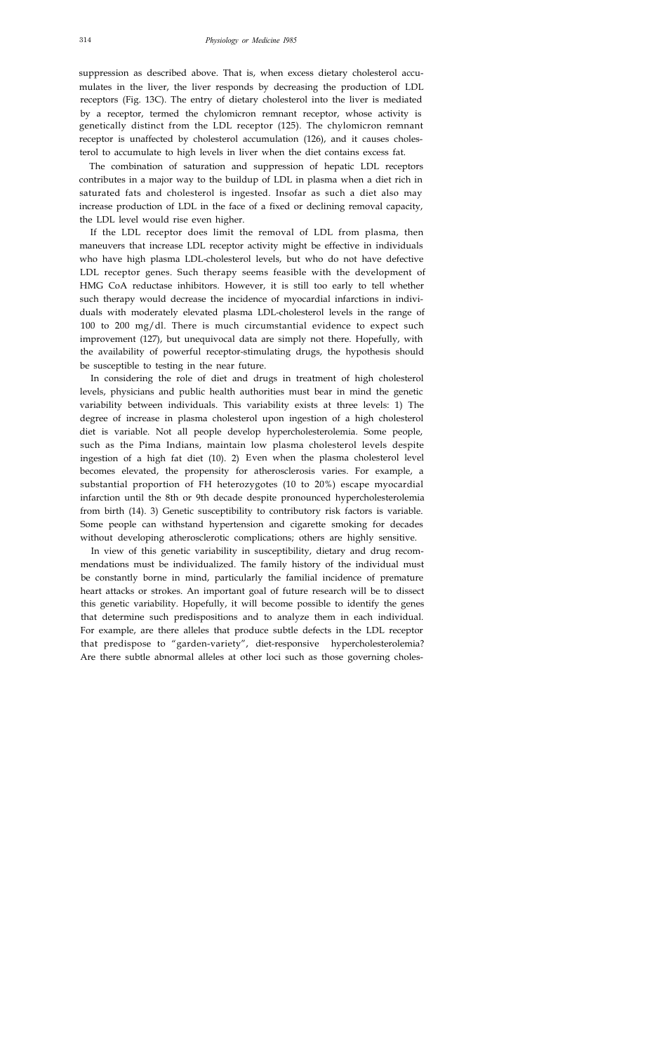suppression as described above. That is, when excess dietary cholesterol accumulates in the liver, the liver responds by decreasing the production of LDL receptors (Fig. 13C). The entry of dietary cholesterol into the liver is mediated by a receptor, termed the chylomicron remnant receptor, whose activity is genetically distinct from the LDL receptor (125). The chylomicron remnant receptor is unaffected by cholesterol accumulation (126), and it causes cholesterol to accumulate to high levels in liver when the diet contains excess fat.

The combination of saturation and suppression of hepatic LDL receptors contributes in a major way to the buildup of LDL in plasma when a diet rich in saturated fats and cholesterol is ingested. Insofar as such a diet also may increase production of LDL in the face of a fixed or declining removal capacity, the LDL level would rise even higher.

If the LDL receptor does limit the removal of LDL from plasma, then maneuvers that increase LDL receptor activity might be effective in individuals who have high plasma LDL-cholesterol levels, but who do not have defective LDL receptor genes. Such therapy seems feasible with the development of HMG CoA reductase inhibitors. However, it is still too early to tell whether such therapy would decrease the incidence of myocardial infarctions in individuals with moderately elevated plasma LDL-cholesterol levels in the range of 100 to 200 mg/dl. There is much circumstantial evidence to expect such improvement (127), but unequivocal data are simply not there. Hopefully, with the availability of powerful receptor-stimulating drugs, the hypothesis should be susceptible to testing in the near future.

In considering the role of diet and drugs in treatment of high cholesterol levels, physicians and public health authorities must bear in mind the genetic variability between individuals. This variability exists at three levels: 1) The degree of increase in plasma cholesterol upon ingestion of a high cholesterol diet is variable. Not all people develop hypercholesterolemia. Some people, such as the Pima Indians, maintain low plasma cholesterol levels despite ingestion of a high fat diet (10). 2) Even when the plasma cholesterol level becomes elevated, the propensity for atherosclerosis varies. For example, a substantial proportion of FH heterozygotes (10 to 20%) escape myocardial infarction until the 8th or 9th decade despite pronounced hypercholesterolemia from birth (14). 3) Genetic susceptibility to contributory risk factors is variable. Some people can withstand hypertension and cigarette smoking for decades without developing atherosclerotic complications; others are highly sensitive.

In view of this genetic variability in susceptibility, dietary and drug recommendations must be individualized. The family history of the individual must be constantly borne in mind, particularly the familial incidence of premature heart attacks or strokes. An important goal of future research will be to dissect this genetic variability. Hopefully, it will become possible to identify the genes that determine such predispositions and to analyze them in each individual. For example, are there alleles that produce subtle defects in the LDL receptor that predispose to "garden-variety", diet-responsive hypercholesterolemia? Are there subtle abnormal alleles at other loci such as those governing choles-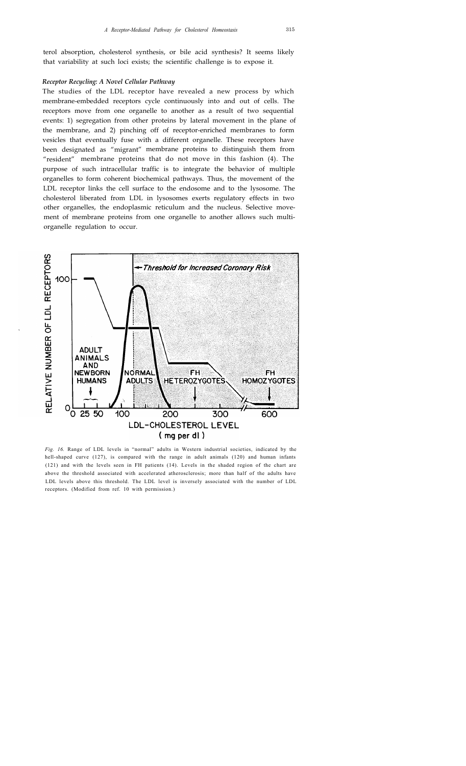terol absorption, cholesterol synthesis, or bile acid synthesis? It seems likely that variability at such loci exists; the scientific challenge is to expose it.

### *Receptor Recycling: A Novel Cellular Pathway*

The studies of the LDL receptor have revealed a new process by which membrane-embedded receptors cycle continuously into and out of cells. The receptors move from one organelle to another as a result of two sequential events: 1) segregation from other proteins by lateral movement in the plane of the membrane, and 2) pinching off of receptor-enriched membranes to form vesicles that eventually fuse with a different organelle. These receptors have been designated as "migrant" membrane proteins to distinguish them from "resident" membrane proteins that do not move in this fashion (4). The purpose of such intracellular traffic is to integrate the behavior of multiple organelles to form coherent biochemical pathways. Thus, the movement of the LDL receptor links the cell surface to the endosome and to the lysosome. The cholesterol liberated from LDL in lysosomes exerts regulatory effects in two other organelles, the endoplasmic reticulum and the nucleus. Selective movement of membrane proteins from one organelle to another allows such multi-organelle regulation to occur.

*Fig. 16.* Range of LDL levels in "normal" adults in Western industrial societies, indicated by the bell-shaped curve (127), is compared with the range in adult animals (120) and human infants (121) and with the levels seen in FH patients (14). Levels in the shaded region of the chart are above the threshold associated with accelerated atherosclerosis; more than half of the adults have LDL levels above this threshold. The LDL level is inversely associated with the number of LDL receptors. (Modified from ref. 10 with permission.)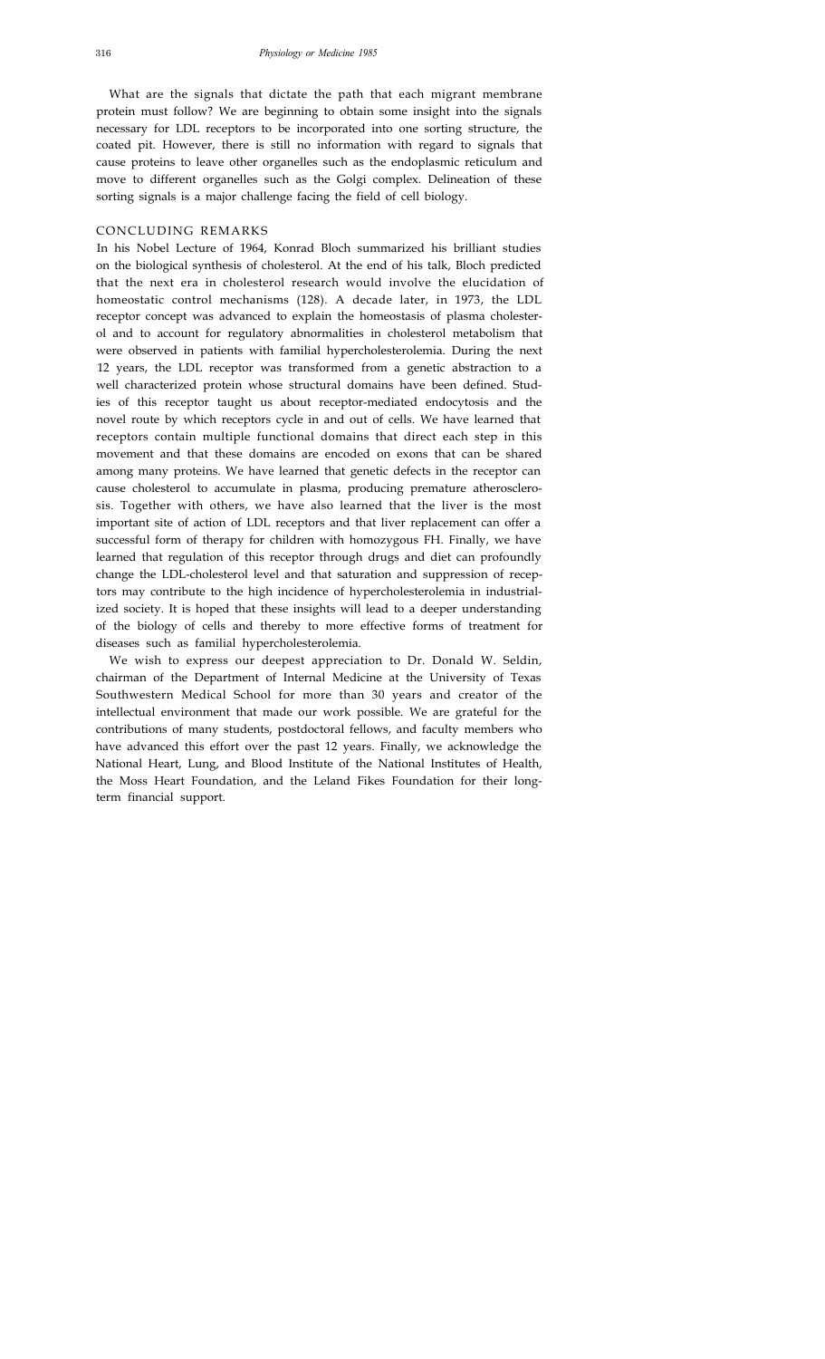What are the signals that dictate the path that each migrant membrane protein must follow? We are beginning to obtain some insight into the signals necessary for LDL receptors to be incorporated into one sorting structure, the coated pit. However, there is still no information with regard to signals that cause proteins to leave other organelles such as the endoplasmic reticulum and move to different organelles such as the Golgi complex. Delineation of these sorting signals is a major challenge facing the field of cell biology.

## CONCLUDING REMARKS

In his Nobel Lecture of 1964, Konrad Bloch summarized his brilliant studies on the biological synthesis of cholesterol. At the end of his talk, Bloch predicted that the next era in cholesterol research would involve the elucidation of homeostatic control mechanisms (128). A decade later, in 1973, the LDL receptor concept was advanced to explain the homeostasis of plasma cholesterol and to account for regulatory abnormalities in cholesterol metabolism that were observed in patients with familial hypercholesterolemia. During the next 12 years, the LDL receptor was transformed from a genetic abstraction to a well characterized protein whose structural domains have been defined. Studies of this receptor taught us about receptor-mediated endocytosis and the novel route by which receptors cycle in and out of cells. We have learned that receptors contain multiple functional domains that direct each step in this movement and that these domains are encoded on exons that can be shared among many proteins. We have learned that genetic defects in the receptor can cause cholesterol to accumulate in plasma, producing premature atherosclerosis. Together with others, we have also learned that the liver is the most important site of action of LDL receptors and that liver replacement can offer a successful form of therapy for children with homozygous FH. Finally, we have learned that regulation of this receptor through drugs and diet can profoundly change the LDL-cholesterol level and that saturation and suppression of receptors may contribute to the high incidence of hypercholesterolemia in industrialized society. It is hoped that these insights will lead to a deeper understanding of the biology of cells and thereby to more effective forms of treatment for diseases such as familial hypercholesterolemia.

We wish to express our deepest appreciation to Dr. Donald W. Seldin, chairman of the Department of Internal Medicine at the University of Texas Southwestern Medical School for more than 30 years and creator of the intellectual environment that made our work possible. We are grateful for the contributions of many students, postdoctoral fellows, and faculty members who have advanced this effort over the past 12 years. Finally, we acknowledge the National Heart, Lung, and Blood Institute of the National Institutes of Health, the Moss Heart Foundation, and the Leland Fikes Foundation for their long-term financial support.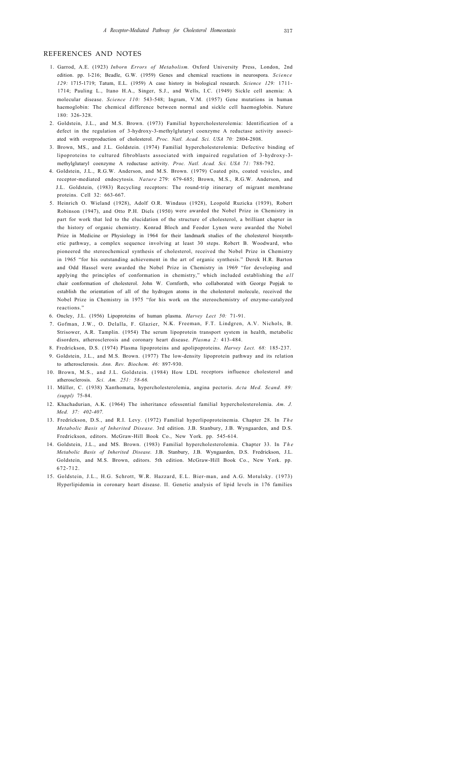## REFERENCES AND NOTES

1. Garrod, A.E. (1923) *Inborn Errors of Metabolism.* Oxford University Press, London, 2nd edition. pp. l-216; Beadle, G.W. (1959) Genes and chemical reactions in neurospora. *Science 129:* 1715-1719; Tatum, E.L. (1959) A case history in biological research. *Science 129:* 1711-1714; Pauling L., Itano H.A., Singer, S.J., and Wells, I.C. (1949) Sickle cell anemia: A molecular disease. *Science 110:* 543-548; Ingram, V.M. (1957) Gene mutations in human haemoglobin: The chemical difference between normal and sickle cell haemoglobin. Nature 180: 326-328.
2. Goldstein, J.L., and M.S. Brown. (1973) Familial hypercholesterolemia: Identification of a defect in the regulation of 3-hydroxy-3-methylglutaryl coenzyme A reductase activity associated with overproduction of cholesterol. *Proc. Natl. Acad. Sci. USA 70:* 2804-2808.
3. Brown, MS., and J.L. Goldstein. (1974) Familial hypercholesterolemia: Defective binding of lipoproteins to cultured fibroblasts associated with impaired regulation of 3-hydroxy-3-methylglutaryl coenzyme A reductase activity. *Proc. Natl. Acad. Sci. USA 71:* 788-792.
4. Goldstein, J.L., R.G.W. Anderson, and M.S. Brown. (1979) Coated pits, coated vesicles, and receptor-mediated endocytosis. *Nature* 279: 679-685; Brown, M.S., R.G.W. Anderson, and J.L. Goldstein, (1983) Recycling receptors: The round-trip itinerary of migrant membrane proteins. Cell 32: 663-667.
5. Heinrich O. Wieland (1928), Adolf O.R. Windaus (1928), Leopold Ruzicka (1939), Robert Robinson (1947), and Otto P.H. Diels (1950) were awarded the Nobel Prize in Chemistry in part for work that led to the elucidation of the structure of cholesterol, a brilliant chapter in the history of organic chemistry. Konrad Bloch and Feodor Lynen were awarded the Nobel Prize in Medicine or Physiology in 1964 for their landmark studies of the cholesterol biosynthetic pathway, a complex sequence involving at least 30 steps. Robert B. Woodward, who pioneered the stereochemical synthesis of cholesterol, received the Nobel Prize in Chemistry in 1965 "for his outstanding achievement in the art of organic synthesis." Derek H.R. Barton and Odd Hassel were awarded the Nobel Prize in Chemistry in 1969 "for developing and applying the principles of conformation in chemistry," which included establishing the *all* chair conformation of cholesterol. John W. Cornforth, who collaborated with George Popjak to establish the orientation of all of the hydrogen atoms in the cholesterol molecule, received the Nobel Prize in Chemistry in 1975 "for his work on the stereochemistry of enzyme-catalyzed reactions."
6. Oncley, J.L. (1956) Lipoproteins of human plasma. *Harvey Lect 50:* 71-91.
7. Gofman, J.W., O. Delalla, F. Glazier, N.K. Freeman, F.T. Lindgren, A.V. Nichols, B. Strisower, A.R. Tamplin. (1954) The serum lipoprotein transport system in health, metabolic disorders, atherosclerosis and coronary heart disease. *Plasma 2:* 413-484.
8. Fredrickson, D.S. (1974) Plasma lipoproteins and apolipoproteins. *Harvey Lect. 68:* 185-237.
9. Goldstein, J.L., and M.S. Brown. (1977) The low-density lipoprotein pathway and its relation to atherosclerosis. *Ann. Rev. Biochem. 46:* 897-930.
10. Brown, M.S., and J.L. Goldstein. (1984) How LDL receptors influence cholesterol and atherosclerosis. *Sci. Am. 251: 58-66.*
11. Müller, C. (1938) Xanthomata, hypercholesterolemia, angina pectoris. *Acta Med. Scand. 89: (suppl)* 75-84.
12. Khachadurian, A.K. (1964) The inheritance ofessential familial hypercholesterolemia. *Am. J. Med. 37: 402-407.*
13. Fredrickson, D.S., and R.I. Levy. (1972) Familial hyperlipoproteinemia. Chapter 28. In *The Metabolic Basis of Inherited Disease.* 3rd edition. J.B. Stanbury, J.B. Wyngaarden, and D.S. Fredrickson, editors. McGraw-Hill Book Co., New York. pp. 545-614.
14. Goldstein, J.L., and MS. Brown. (1983) Familial hypercholesterolemia. Chapter 33. In *The Metabolic Basis of Inherited Disease.* J.B. Stanbury, J.B. Wyngaarden, D.S. Fredrickson, J.L. Goldstein, and M.S. Brown, editors. 5th edition. McGraw-Hill Book Co., New York. pp. 672-712.
15. Goldstein, J.L., H.G. Schrott, W.R. Hazzard, E.L. Bier-man, and A.G. Motulsky. (1973) Hyperlipidemia in coronary heart disease. II. Genetic analysis of lipid levels in 176 families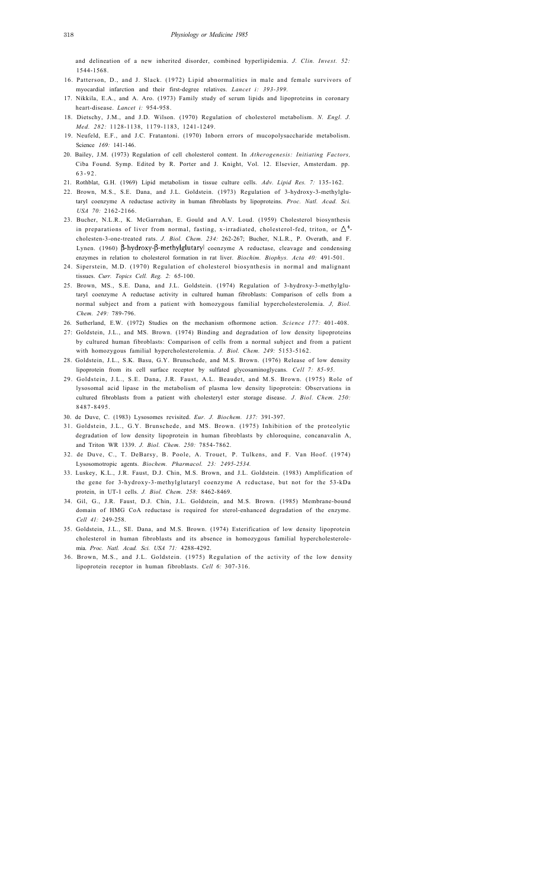and delineation of a new inherited disorder, combined hyperlipidemia. *J. Clin. Invest. 52:* 1544-1568.

16. Patterson, D., and J. Slack. (1972) Lipid abnormalities in male and female survivors of myocardial infarction and their first-degree relatives. *Lancet i: 393-399.*
17. Nikkila, E.A., and A. Aro. (1973) Family study of serum lipids and lipoproteins in coronary heart-disease. *Lancet i:* 954-958.
18. Dietschy, J.M., and J.D. Wilson. (1970) Regulation of cholesterol metabolism. *N. Engl. J. Med. 282:* 1128-1138, 1179-1183, 1241-1249.
19. Neufeld, E.F., and J.C. Fratantoni. (1970) Inborn errors of mucopolysaccharide metabolism. Science *169:* 141-146.
20. Bailey, J.M. (1973) Regulation of cell cholesterol content. In *Atherogenesis: Initiating Factors,* Ciba Found. Symp. Edited by R. Porter and J. Knight, Vol. 12. Elsevier, Amsterdam. pp. 63-92.
21. Rothblat, G.H. (1969) Lipid metabolism in tissue culture cells. *Adv. Lipid Res. 7:* 135-162.
22. Brown, M.S., S.E. Dana, and J.L. Goldstein. (1973) Regulation of 3-hydroxy-3-methylglutaryl coenzyme A reductase activity in human fibroblasts by lipoproteins. *Proc. Natl. Acad. Sci. USA 70:* 2162-2166.
23. Bucher, N.L.R., K. McGarrahan, E. Gould and A.V. Loud. (1959) Cholesterol biosynthesis in preparations of liver from normal, fasting, x-irradiated, cholesterol-fed, triton, or $\Delta^4$-cholesten-3-one-treated rats. *J. Biol. Chem. 234:* 262-267; Bucher, N.L.R., P. Overath, and F. Lynen. (1960) β-hydroxy-β-methylglutaryl coenzyme A reductase, cleavage and condensing enzymes in relation to cholesterol formation in rat liver. *Biochim. Biophys. Acta 40:* 491-501.
24. Siperstein, M.D. (1970) Regulation of cholesterol biosynthesis in normal and malignant tissues. *Curr. Topics Cell. Reg. 2:* 65-100.
25. Brown, MS., S.E. Dana, and J.L. Goldstein. (1974) Regulation of 3-hydroxy-3-methylglutaryl coenzyme A reductase activity in cultured human fibroblasts: Comparison of cells from a normal subject and from a patient with homozygous familial hypercholesterolemia. *J, Biol. Chem. 249:* 789-796.
26. Sutherland, E.W. (1972) Studies on the mechanism ofhormone action. *Science 177:* 401-408.
27. Goldstein, J.L., and MS. Brown. (1974) Binding and degradation of low density lipoproteins by cultured human fibroblasts: Comparison of cells from a normal subject and from a patient with homozygous familial hypercholesterolemia. *J. Biol. Chem. 249:* 5153-5162.
28. Goldstein, J.L., S.K. Basu, G.Y. Brunschede, and M.S. Brown. (1976) Release of low density lipoprotein from its cell surface receptor by sulfated glycosaminoglycans. *Cell 7: 85-95.*
29. Goldstein, J.L., S.E. Dana, J.R. Faust, A.L. Beaudet, and M.S. Brown. (1975) Role of lysosomal acid lipase in the metabolism of plasma low density lipoprotein: Observations in cultured fibroblasts from a patient with cholesteryl ester storage disease. *J. Biol. Chem. 250:* 8487-8495.
30. de Duve, C. (1983) Lysosomes revisited. *Eur. J. Biochem. 137:* 391-397.
31. Goldstein, J.L., G.Y. Brunschede, and MS. Brown. (1975) Inhibition of the proteolytic degradation of low density lipoprotein in human fibroblasts by chloroquine, concanavalin A, and Triton WR 1339. *J. Biol. Chem. 250:* 7854-7862.
32. de Duve, C., T. DeBarsy, B. Poole, A. Trouet, P. Tulkens, and F. Van Hoof. (1974) Lysosomotropic agents. *Biochem. Pharmacol. 23: 2495-2534.*
33. Luskey, K.L., J.R. Faust, D.J. Chin, M.S. Brown, and J.L. Goldstein. (1983) Amplification of the gene for 3-hydroxy-3-methylglutaryl coenzyme A rcductase, but not for the 53-kDa protein, in UT-1 cells. *J. Biol. Chem. 258:* 8462-8469.
34. Gil, G., J.R. Faust, D.J. Chin, J.L. Goldstein, and M.S. Brown. (1985) Membrane-bound domain of HMG CoA reductase is required for sterol-enhanced degradation of the enzyme. *Cell 41:* 249-258.
35. Goldstein, J.L., SE. Dana, and M.S. Brown. (1974) Esterification of low density lipoprotein cholesterol in human fibroblasts and its absence in homozygous familial hypercholesterolemia. *Proc. Natl. Acad. Sci. USA 71:* 4288-4292.
36. Brown, M.S., and J.L. Goldstein. (1975) Regulation of the activity of the low density lipoprotein receptor in human fibroblasts. *Cell 6:* 307-316.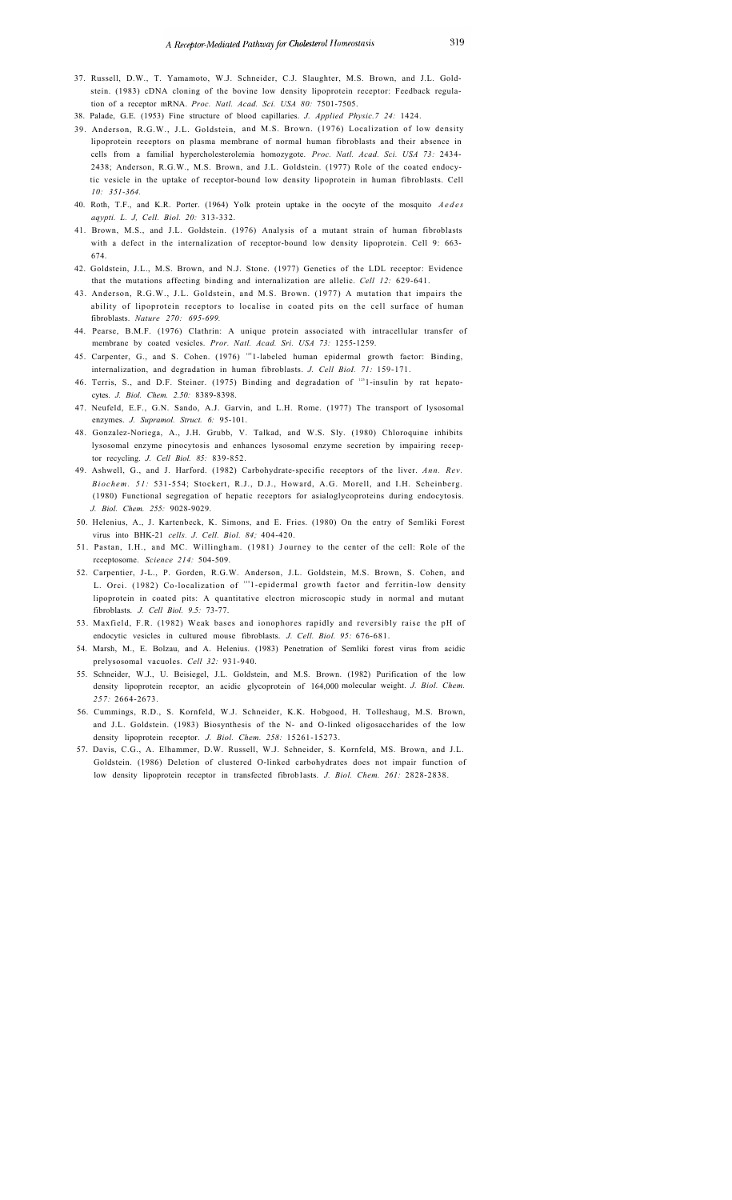37. Russell, D.W., T. Yamamoto, W.J. Schneider, C.J. Slaughter, M.S. Brown, and J.L. Goldstein. (1983) cDNA cloning of the bovine low density lipoprotein receptor: Feedback regulation of a receptor mRNA. *Proc. Natl. Acad. Sci. USA 80:* 7501-7505.

38. Palade, G.E. (1953) Fine structure of blood capillaries. *J. Applied Physic.7 24:* 1424.

39. Anderson, R.G.W., J.L. Goldstein, and M.S. Brown. (1976) Localization of low density lipoprotein receptors on plasma membrane of normal human fibroblasts and their absence in cells from a familial hypercholesterolemia homozygote. *Proc. Natl. Acad. Sci. USA 73:* 2434-2438; Anderson, R.G.W., M.S. Brown, and J.L. Goldstein. (1977) Role of the coated endocytic vesicle in the uptake of receptor-bound low density lipoprotein in human fibroblasts. Cell *10: 351-364.*

40. Roth, T.F., and K.R. Porter. (1964) Yolk protein uptake in the oocyte of the mosquito *Aedes aqypti. L. J. Cell. Biol. 20:* 313-332.

41. Brown, M.S., and J.L. Goldstein. (1976) Analysis of a mutant strain of human fibroblasts with a defect in the internalization of receptor-bound low density lipoprotein. Cell 9: 663-674.

42. Goldstein, J.L., M.S. Brown, and N.J. Stone. (1977) Genetics of the LDL receptor: Evidence that the mutations affecting binding and internalization are allelic. *Cell 12:* 629-641.

43. Anderson, R.G.W., J.L. Goldstein, and M.S. Brown. (1977) A mutation that impairs the ability of lipoprotein receptors to localise in coated pits on the cell surface of human fibroblasts. *Nature 270: 695-699.*

44. Pearse, B.M.F. (1976) Clathrin: A unique protein associated with intracellular transfer of membrane by coated vesicles. *Pror. Natl. Acad. Sri. USA 73:* 1255-1259.

45. Carpenter, G., and S. Cohen. (1976) [125]I-labeled human epidermal growth factor: Binding, internalization, and degradation in human fibroblasts. *J. Cell BioI. 71:* 159-171.

46. Terris, S., and D.F. Steiner. (1975) Binding and degradation of [125]I-insulin by rat hepatocytes. *J. Biol. Chem. 2.50:* 8389-8398.

47. Neufeld, E.F., G.N. Sando, A.J. Garvin, and L.H. Rome. (1977) The transport of lysosomal enzymes. *J. Supramol. Struct. 6:* 95-101.

48. Gonzalez-Noriega, A., J.H. Grubb, V. Talkad, and W.S. Sly. (1980) Chloroquine inhibits lysosomal enzyme pinocytosis and enhances lysosomal enzyme secretion by impairing receptor recycling. *J. Cell Biol. 85:* 839-852.

49. Ashwell, G., and J. Harford. (1982) Carbohydrate-specific receptors of the liver. *Ann. Rev. Biochem. 51:* 531-554; Stockert, R.J., D.J., Howard, A.G. Morell, and I.H. Scheinberg. (1980) Functional segregation of hepatic receptors for asialoglycoproteins during endocytosis. *J. Biol. Chem. 255:* 9028-9029.

50. Helenius, A., J. Kartenbeck, K. Simons, and E. Fries. (1980) On the entry of Semliki Forest virus into BHK-21 *cells. J. Cell. Biol. 84;* 404-420.

51. Pastan, I.H., and MC. Willingham. (1981) Journey to the center of the cell: Role of the rcceptosome. *Science 214:* 504-509.

52. Carpentier, J-L., P. Gorden, R.G.W. Anderson, J.L. Goldstein, M.S. Brown, S. Cohen, and L. Orci. (1982) Co-localization of [125]I-epidermal growth factor and ferritin-low density lipoprotein in coated pits: A quantitative electron microscopic study in normal and mutant fibroblasts. *J. Cell Biol. 9.5:* 73-77.

53. Maxfield, F.R. (1982) Weak bases and ionophores rapidly and reversibly raise the pH of endocytic vesicles in cultured mouse fibroblasts. *J. Cell. Biol. 95:* 676-681.

54. Marsh, M., E. Bolzau, and A. Helenius. (1983) Penetration of Semliki forest virus from acidic prelysosomal vacuoles. *Cell 32:* 931-940.

55. Schneider, W.J., U. Beisiegel, J.L. Goldstein, and M.S. Brown. (1982) Purification of the low density lipoprotein receptor, an acidic glycoprotein of 164,000 molecular weight. *J. Biol. Chem. 257:* 2664-2673.

56. Cummings, R.D., S. Kornfeld, W.J. Schneider, K.K. Hobgood, H. Tolleshaug, M.S. Brown, and J.L. Goldstein. (1983) Biosynthesis of the N- and O-linked oligosaccharides of the low density lipoprotein receptor. *J. Biol. Chem. 258:* 15261-15273.

57. Davis, C.G., A. Elhammer, D.W. Russell, W.J. Schneider, S. Kornfeld, MS. Brown, and J.L. Goldstein. (1986) Deletion of clustered O-linked carbohydrates does not impair function of low density lipoprotein receptor in transfected fibrob1asts. *J. Biol. Chem. 261:* 2828-2838.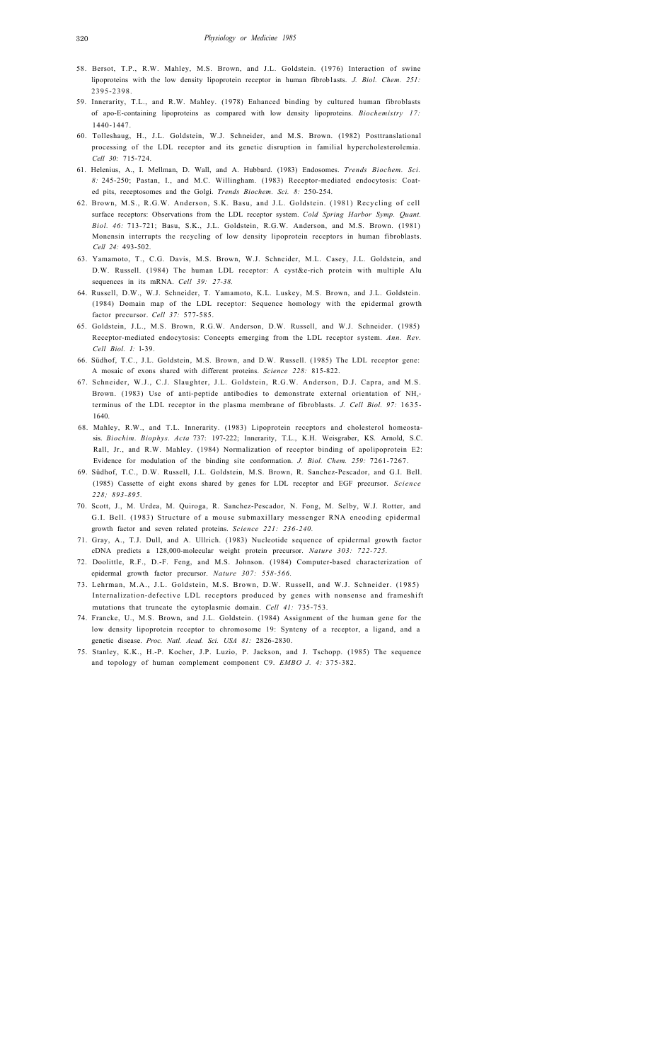58. Bersot, T.P., R.W. Mahley, M.S. Brown, and J.L. Goldstein. (1976) Interaction of swine lipoproteins with the low density lipoprotein receptor in human fibroblasts. *J. Biol. Chem. 251:* 2395-2398.
59. Innerarity, T.L., and R.W. Mahley. (1978) Enhanced binding by cultured human fibroblasts of apo-E-containing lipoproteins as compared with low density lipoproteins. *Biochemistry 17:* 1440-1447.
60. Tolleshaug, H., J.L. Goldstein, W.J. Schneider, and M.S. Brown. (1982) Posttranslational processing of the LDL receptor and its genetic disruption in familial hypercholesterolemia. *Cell 30:* 715-724.
61. Helenius, A., I. Mellman, D. Wall, and A. Hubbard. (1983) Endosomes. *Trends Biochem. Sci. 8:* 245-250; Pastan, I., and M.C. Willingham. (1983) Receptor-mediated endocytosis: Coated pits, receptosomes and the Golgi. *Trends Biochem. Sci. 8:* 250-254.
62. Brown, M.S., R.G.W. Anderson, S.K. Basu, and J.L. Goldstein. (1981) Recycling of cell surface receptors: Observations from the LDL receptor system. *Cold Spring Harbor Symp. Quant. Biol. 46:* 713-721; Basu, S.K., J.L. Goldstein, R.G.W. Anderson, and M.S. Brown. (1981) Monensin interrupts the recycling of low density lipoprotein receptors in human fibroblasts. *Cell 24:* 493-502.
63. Yamamoto, T., C.G. Davis, M.S. Brown, W.J. Schneider, M.L. Casey, J.L. Goldstein, and D.W. Russell. (1984) The human LDL receptor: A cyst&e-rich protein with multiple Alu sequences in its mRNA. *Cell 39: 27-38.*
64. Russell, D.W., W.J. Schneider, T. Yamamoto, K.L. Luskey, M.S. Brown, and J.L. Goldstein. (1984) Domain map of the LDL receptor: Sequence homology with the epidermal growth factor precursor. *Cell 37:* 577-585.
65. Goldstein, J.L., M.S. Brown, R.G.W. Anderson, D.W. Russell, and W.J. Schneider. (1985) Receptor-mediated endocytosis: Concepts emerging from the LDL receptor system. *Ann. Rev. Cell Biol. I:* 1-39.
66. Südhof, T.C., J.L. Goldstein, M.S. Brown, and D.W. Russell. (1985) The LDL receptor gene: A mosaic of exons shared with different proteins. *Science 228:* 815-822.
67. Schneider, W.J., C.J. Slaughter, J.L. Goldstein, R.G.W. Anderson, D.J. Capra, and M.S. Brown. (1983) Use of anti-peptide antibodies to demonstrate external orientation of $NH_2$-terminus of the LDL receptor in the plasma membrane of fibroblasts. *J. Cell Biol. 97:* 1635-1640.
68. Mahley, R.W., and T.L. Innerarity. (1983) Lipoprotein receptors and cholesterol homeostasis. *Biochim. Biophys. Acta* 737: 197-222; Innerarity, T.L., K.H. Weisgraber, KS. Arnold, S.C. Rall, Jr., and R.W. Mahley. (1984) Normalization of receptor binding of apolipoprotein E2: Evidence for modulation of the binding site conformation. *J. Biol. Chem. 259:* 7261-7267.
69. Südhof, T.C., D.W. Russell, J.L. Goldstein, M.S. Brown, R. Sanchez-Pescador, and G.I. Bell. (1985) Cassette of eight exons shared by genes for LDL receptor and EGF precursor. *Science 228; 893-895.*
70. Scott, J., M. Urdea, M. Quiroga, R. Sanchez-Pescador, N. Fong, M. Selby, W.J. Rotter, and G.I. Bell. (1983) Structure of a mouse submaxillary messenger RNA encoding epidermal growth factor and seven related proteins. *Science 221: 236-240.*
71. Gray, A., T.J. Dull, and A. Ullrich. (1983) Nucleotide sequence of epidermal growth factor cDNA predicts a 128,000-molecular weight protein precursor. *Nature 303: 722-725.*
72. Doolittle, R.F., D.-F. Feng, and M.S. Johnson. (1984) Computer-based characterization of epidermal growth factor precursor. *Nature 307: 558-566.*
73. Lehrman, M.A., J.L. Goldstein, M.S. Brown, D.W. Russell, and W.J. Schneider. (1985) Internalization-defective LDL receptors produced by genes with nonsense and frameshift mutations that truncate the cytoplasmic domain. *Cell 41:* 735-753.
74. Francke, U., M.S. Brown, and J.L. Goldstein. (1984) Assignment of the human gene for the low density lipoprotein receptor to chromosome 19: Synteny of a receptor, a ligand, and a genetic disease. *Proc. Natl. Acad. Sci. USA 81:* 2826-2830.
75. Stanley, K.K., H.-P. Kocher, J.P. Luzio, P. Jackson, and J. Tschopp. (1985) The sequence and topology of human complement component C9. *EMBO J. 4:* 375-382.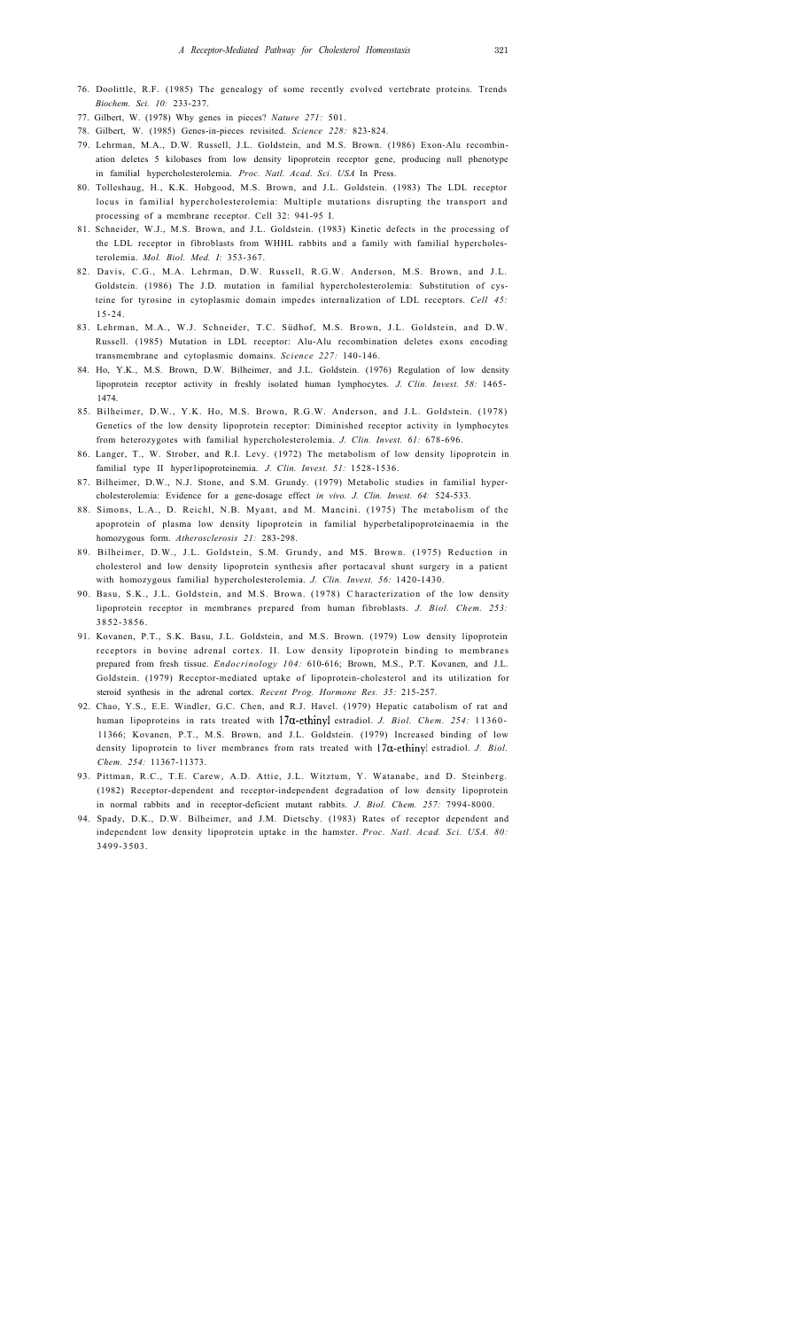76. Doolittle, R.F. (1985) The genealogy of some recently evolved vertebrate proteins. Trends *Biochem. Sci. 10:* 233-237.
77. Gilbert, W. (1978) Why genes in pieces? *Nature 271:* 501.
78. Gilbert, W. (1985) Genes-in-pieces revisited. *Science 228:* 823-824.
79. Lehrman, M.A., D.W. Russell, J.L. Goldstein, and M.S. Brown. (1986) Exon-Alu recombination deletes 5 kilobases from low density lipoprotein receptor gene, producing null phenotype in familial hypercholesterolemia. *Proc. Natl. Acad. Sci. USA* In Press.
80. Tolleshaug, H., K.K. Hobgood, M.S. Brown, and J.L. Goldstein. (1983) The LDL receptor locus in familial hypercholesterolemia: Multiple mutations disrupting the transport and processing of a membrane receptor. Cell 32: 941-95 I.
81. Schneider, W.J., M.S. Brown, and J.L. Goldstein. (1983) Kinetic defects in the processing of the LDL receptor in fibroblasts from WHHL rabbits and a family with familial hypercholesterolemia. *Mol. Biol. Med. I:* 353-367.
82. Davis, C.G., M.A. Lehrman, D.W. Russell, R.G.W. Anderson, M.S. Brown, and J.L. Goldstein. (1986) The J.D. mutation in familial hypercholesterolemia: Substitution of cysteine for tyrosine in cytoplasmic domain impedes internalization of LDL receptors. *Cell 45:* 15-24.
83. Lehrman, M.A., W.J. Schneider, T.C. Südhof, M.S. Brown, J.L. Goldstein, and D.W. Russell. (1985) Mutation in LDL receptor: Alu-Alu recombination deletes exons encoding transmembrane and cytoplasmic domains. *Science 227:* 140-146.
84. Ho, Y.K., M.S. Brown, D.W. Bilheimer, and J.L. Goldstein. (1976) Regulation of low density lipoprotein receptor activity in freshly isolated human lymphocytes. *J. Clin. Invest. 58:* 1465-1474.
85. Bilheimer, D.W., Y.K. Ho, M.S. Brown, R.G.W. Anderson, and J.L. Goldstein. (1978) Genetics of the low density lipoprotein receptor: Diminished receptor activity in lymphocytes from heterozygotes with familial hypercholesterolemia. *J. Clin. Invest. 61:* 678-696.
86. Langer, T., W. Strober, and R.I. Levy. (1972) The metabolism of low density lipoprotein in familial type II hyperlipoproteinemia. *J. Clin. Invest. 51:* 1528-1536.
87. Bilheimer, D.W., N.J. Stone, and S.M. Grundy. (1979) Metabolic studies in familial hypercholesterolemia: Evidence for a gene-dosage effect *in vivo. J. Clin. Invest. 64:* 524-533.
88. Simons, L.A., D. Reichl, N.B. Myant, and M. Mancini. (1975) The metabolism of the apoprotein of plasma low density lipoprotein in familial hyperbetalipoproteinaemia in the homozygous form. *Atherosclerosis 21:* 283-298.
89. Bilheimer, D.W., J.L. Goldstein, S.M. Grundy, and MS. Brown. (1975) Reduction in cholesterol and low density lipoprotein synthesis after portacaval shunt surgery in a patient with homozygous familial hypercholesterolemia. *J. Clin. Invest. 56:* 1420-1430.
90. Basu, S.K., J.L. Goldstein, and M.S. Brown. (1978) Characterization of the low density lipoprotein receptor in membranes prepared from human fibroblasts. *J. Biol. Chem. 253:* 3852-3856.
91. Kovanen, P.T., S.K. Basu, J.L. Goldstein, and M.S. Brown. (1979) Low density lipoprotein receptors in bovine adrenal cortex. II. Low density lipoprotein binding to membranes prepared from fresh tissue. *Endocrinology 104:* 610-616; Brown, M.S., P.T. Kovanen, and J.L. Goldstein. (1979) Receptor-mediated uptake of lipoprotein-cholesterol and its utilization for steroid synthesis in the adrenal cortex. *Recent Prog. Hormone Res. 35:* 215-257.
92. Chao, Y.S., E.E. Windler, G.C. Chen, and R.J. Havel. (1979) Hepatic catabolism of rat and human lipoproteins in rats treated with 17α-ethinyl estradiol. *J. Biol. Chem. 254:* 11360-11366; Kovanen, P.T., M.S. Brown, and J.L. Goldstein. (1979) Increased binding of low density lipoprotein to liver membranes from rats treated with 17α-ethinyl estradiol. *J. Biol. Chem. 254:* 11367-11373.
93. Pittman, R.C., T.E. Carew, A.D. Attie, J.L. Witztum, Y. Watanabe, and D. Steinberg. (1982) Receptor-dependent and receptor-independent degradation of low density lipoprotein in normal rabbits and in receptor-deficient mutant rabbits. *J. Biol. Chem. 257:* 7994-8000.
94. Spady, D.K., D.W. Bilheimer, and J.M. Dietschy. (1983) Rates of receptor dependent and independent low density lipoprotein uptake in the hamster. *Proc. Natl. Acad. Sci. USA. 80:* 3499-3503.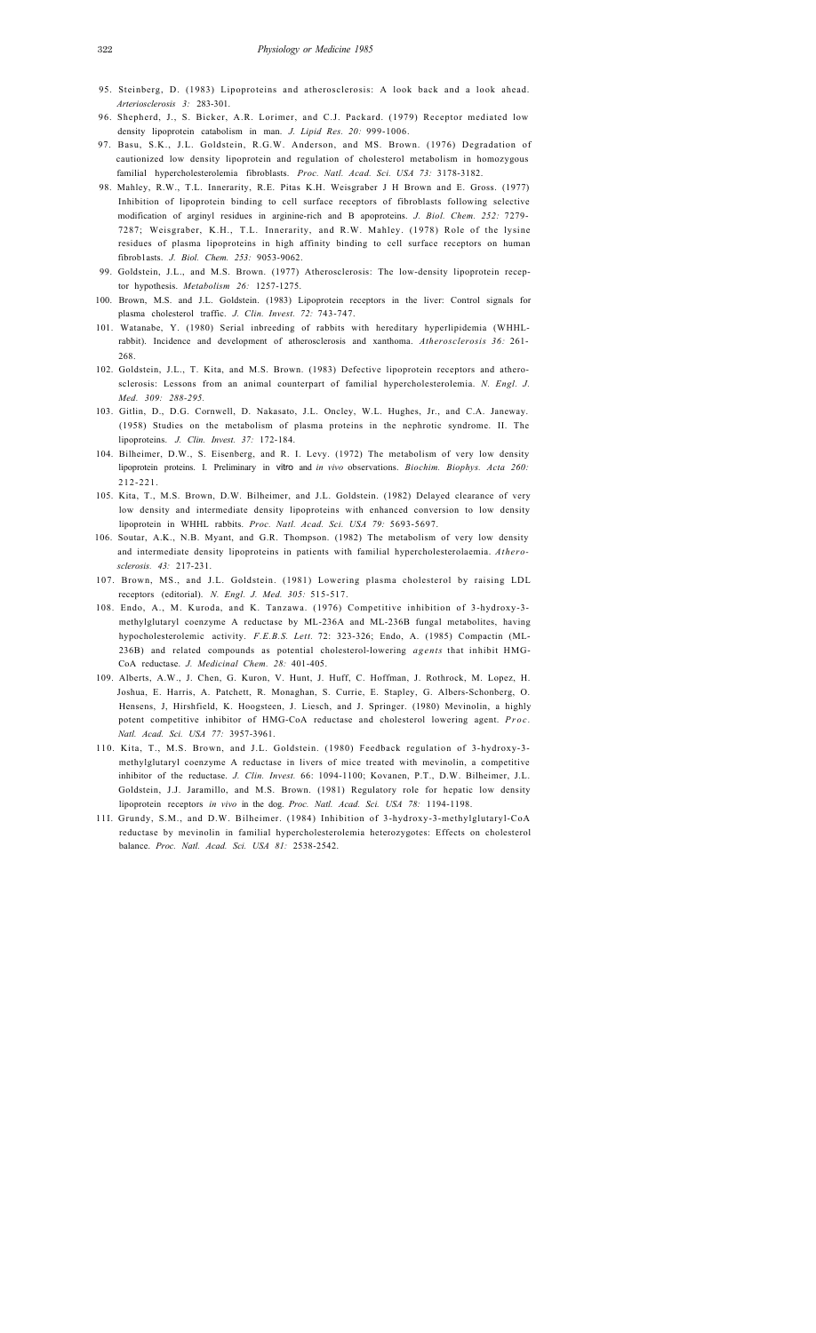95. Steinberg, D. (1983) Lipoproteins and atherosclerosis: A look back and a look ahead. *Arteriosclerosis 3:* 283-301.
96. Shepherd, J., S. Bicker, A.R. Lorimer, and C.J. Packard. (1979) Receptor mediated low density lipoprotein catabolism in man. *J. Lipid Res. 20:* 999-1006.
97. Basu, S.K., J.L. Goldstein, R.G.W. Anderson, and MS. Brown. (1976) Degradation of cautionized low density lipoprotein and regulation of cholesterol metabolism in homozygous familial hypercholesterolemia fibroblasts. *Proc. Natl. Acad. Sci. USA 73:* 3178-3182.
98. Mahley, R.W., T.L. Innerarity, R.E. Pitas K.H. Weisgraber J H Brown and E. Gross. (1977) Inhibition of lipoprotein binding to cell surface receptors of fibroblasts following selective modification of arginyl residues in arginine-rich and B apoproteins. *J. Biol. Chem. 252:* 7279-7287; Weisgraber, K.H., T.L. Innerarity, and R.W. Mahley. (1978) Role of the lysine residues of plasma lipoproteins in high affinity binding to cell surface receptors on human fibrob1asts. *J. Biol. Chem. 253:* 9053-9062.
99. Goldstein, J.L., and M.S. Brown. (1977) Atherosclerosis: The low-density lipoprotein receptor hypothesis. *Metabolism 26:* 1257-1275.
100. Brown, M.S. and J.L. Goldstein. (1983) Lipoprotein receptors in the liver: Control signals for plasma cholesterol traffic. *J. Clin. Invest. 72:* 743-747.
101. Watanabe, Y. (1980) Serial inbreeding of rabbits with hereditary hyperlipidemia (WHHL-rabbit). Incidence and development of atherosclerosis and xanthoma. *Atherosclerosis 36:* 261-268.
102. Goldstein, J.L., T. Kita, and M.S. Brown. (1983) Defective lipoprotein receptors and atherosclerosis: Lessons from an animal counterpart of familial hypercholesterolemia. *N. Engl. J. Med. 309: 288-295.*
103. Gitlin, D., D.G. Cornwell, D. Nakasato, J.L. Oncley, W.L. Hughes, Jr., and C.A. Janeway. (1958) Studies on the metabolism of plasma proteins in the nephrotic syndrome. II. The lipoproteins. *J. Clin. Invest. 37:* 172-184.
104. Bilheimer, D.W., S. Eisenberg, and R. I. Levy. (1972) The metabolism of very low density lipoprotein proteins. I. Preliminary in vitro and *in vivo* observations. *Biochim. Biophys. Acta 260:* 212-221.
105. Kita, T., M.S. Brown, D.W. Bilheimer, and J.L. Goldstein. (1982) Delayed clearance of very low density and intermediate density lipoproteins with enhanced conversion to low density lipoprotein in WHHL rabbits. *Proc. Natl. Acad. Sci. USA 79:* 5693-5697.
106. Soutar, A.K., N.B. Myant, and G.R. Thompson. (1982) The metabolism of very low density and intermediate density lipoproteins in patients with familial hypercholesterolaemia. *Atherosclerosis. 43:* 217-231.
107. Brown, MS., and J.L. Goldstein. (1981) Lowering plasma cholesterol by raising LDL receptors (editorial). *N. Engl. J. Med. 305:* 515-517.
108. Endo, A., M. Kuroda, and K. Tanzawa. (1976) Competitive inhibition of 3-hydroxy-3-methylglutaryl coenzyme A reductase by ML-236A and ML-236B fungal metabolites, having hypocholesterolemic activity. *F.E.B.S. Lett.* 72: 323-326; Endo, A. (1985) Compactin (ML-236B) and related compounds as potential cholesterol-lowering *agents* that inhibit HMG-CoA reductase. *J. Medicinal Chem. 28:* 401-405.
109. Alberts, A.W., J. Chen, G. Kuron, V. Hunt, J. Huff, C. Hoffman, J. Rothrock, M. Lopez, H. Joshua, E. Harris, A. Patchett, R. Monaghan, S. Currie, E. Stapley, G. Albers-Schonberg, O. Hensens, J, Hirshfield, K. Hoogsteen, J. Liesch, and J. Springer. (1980) Mevinolin, a highly potent competitive inhibitor of HMG-CoA reductase and cholesterol lowering agent. *Proc. Natl. Acad. Sci. USA 77:* 3957-3961.
110. Kita, T., M.S. Brown, and J.L. Goldstein. (1980) Feedback regulation of 3-hydroxy-3-methylglutaryl coenzyme A reductase in livers of mice treated with mevinolin, a competitive inhibitor of the reductase. *J. Clin. Invest.* 66: 1094-1100; Kovanen, P.T., D.W. Bilheimer, J.L. Goldstein, J.J. Jaramillo, and M.S. Brown. (1981) Regulatory role for hepatic low density lipoprotein receptors *in vivo* in the dog. *Proc. Natl. Acad. Sci. USA 78:* 1194-1198.
111. Grundy, S.M., and D.W. Bilheimer. (1984) Inhibition of 3-hydroxy-3-methylglutaryl-CoA reductase by mevinolin in familial hypercholesterolemia heterozygotes: Effects on cholesterol balance. *Proc. Natl. Acad. Sci. USA 81:* 2538-2542.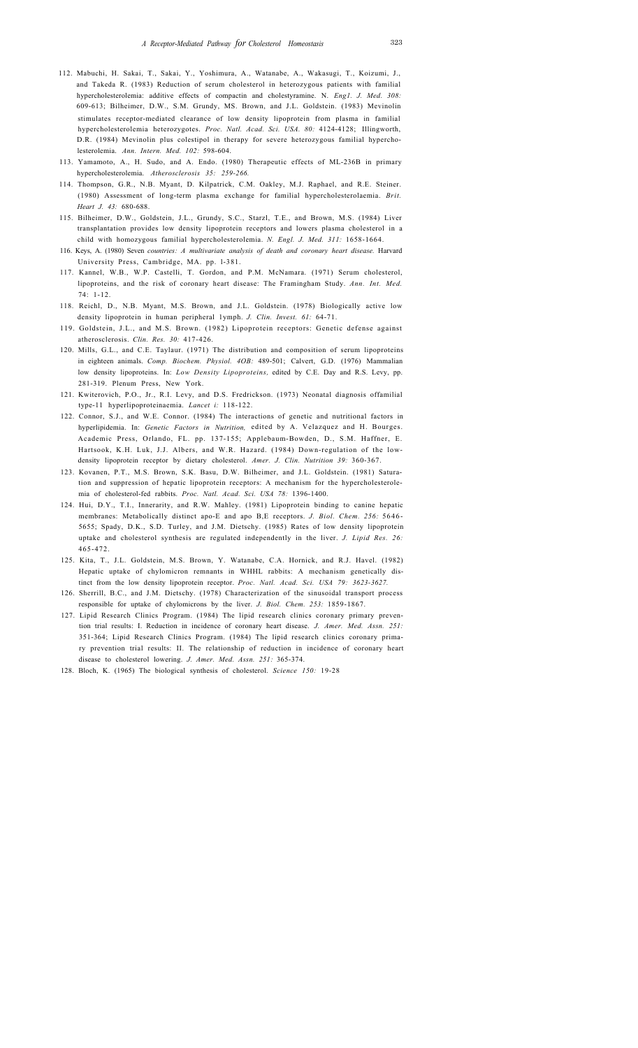112. Mabuchi, H. Sakai, T., Sakai, Y., Yoshimura, A., Watanabe, A., Wakasugi, T., Koizumi, J., and Takeda R. (1983) Reduction of serum cholesterol in heterozygous patients with familial hypercholesterolemia: additive effects of compactin and cholestyramine. N. *Engl. J. Med. 308:* 609-613; Bilheimer, D.W., S.M. Grundy, MS. Brown, and J.L. Goldstein. (1983) Mevinolin stimulates receptor-mediated clearance of low density lipoprotein from plasma in familial hypercholesterolemia heterozygotes. *Proc. Natl. Acad. Sci. USA. 80:* 4124-4128; Illingworth, D.R. (1984) Mevinolin plus colestipol in therapy for severe heterozygous familial hypercholesterolemia. *Ann. Intern. Med. 102:* 598-604.

113. Yamamoto, A., H. Sudo, and A. Endo. (1980) Therapeutic effects of ML-236B in primary hypercholesterolemia. *Atherosclerosis 35: 259-266.*

114. Thompson, G.R., N.B. Myant, D. Kilpatrick, C.M. Oakley, M.J. Raphael, and R.E. Steiner. (1980) Assessment of long-term plasma exchange for familial hypercholesterolaemia. *Brit. Heart J. 43:* 680-688.

115. Bilheimer, D.W., Goldstein, J.L., Grundy, S.C., Starzl, T.E., and Brown, M.S. (1984) Liver transplantation provides low density lipoprotein receptors and lowers plasma cholesterol in a child with homozygous familial hypercholesterolemia. *N. Engl. J. Med. 311:* 1658-1664.

116. Keys, A. (1980) Seven *countries: A multivariate analysis of death and coronary heart disease.* Harvard University Press, Cambridge, MA. pp. 1-381.

117. Kannel, W.B., W.P. Castelli, T. Gordon, and P.M. McNamara. (1971) Serum cholesterol, lipoproteins, and the risk of coronary heart disease: The Framingham Study. *Ann. Int. Med.* 74: 1-12.

118. Reichl, D., N.B. Myant, M.S. Brown, and J.L. Goldstein. (1978) Biologically active low density lipoprotein in human peripheral lymph. *J. Clin. Invest. 61:* 64-71.

119. Goldstein, J.L., and M.S. Brown. (1982) Lipoprotein receptors: Genetic defense against atherosclerosis. *Clin. Res. 30:* 417-426.

120. Mills, G.L., and C.E. Taylaur. (1971) The distribution and composition of serum lipoproteins in eighteen animals. *Comp. Biochem. Physiol. 4OB:* 489-501; Calvert, G.D. (1976) Mammalian low density lipoproteins. In: *Low Density Lipoproteins,* edited by C.E. Day and R.S. Levy, pp. 281-319. Plenum Press, New York.

121. Kwiterovich, P.O., Jr., R.I. Levy, and D.S. Fredrickson. (1973) Neonatal diagnosis offamilial type-11 hyperlipoproteinaemia. *Lancet i:* 118-122.

122. Connor, S.J., and W.E. Connor. (1984) The interactions of genetic and nutritional factors in hyperlipidemia. In: *Genetic Factors in Nutrition,* edited by A. Velazquez and H. Bourges. Academic Press, Orlando, FL. pp. 137-155; Applebaum-Bowden, D., S.M. Haffner, E. Hartsook, K.H. Luk, J.J. Albers, and W.R. Hazard. (1984) Down-regulation of the low-density lipoprotein receptor by dietary cholesterol. *Amer. J. Clin. Nutrition 39:* 360-367.

123. Kovanen, P.T., M.S. Brown, S.K. Basu, D.W. Bilheimer, and J.L. Goldstein. (1981) Saturation and suppression of hepatic lipoprotein receptors: A mechanism for the hypercholesterolemia of cholesterol-fed rabbits. *Proc. Natl. Acad. Sci. USA 78:* 1396-1400.

124. Hui, D.Y., T.I., Innerarity, and R.W. Mahley. (1981) Lipoprotein binding to canine hepatic membranes: Metabolically distinct apo-E and apo B,E receptors. *J. Biol. Chem. 256:* 5646-5655; Spady, D.K., S.D. Turley, and J.M. Dietschy. (1985) Rates of low density lipoprotein uptake and cholesterol synthesis are regulated independently in the liver. *J. Lipid Res. 26:* 465-472.

125. Kita, T., J.L. Goldstein, M.S. Brown, Y. Watanabe, C.A. Hornick, and R.J. Havel. (1982) Hepatic uptake of chylomicron remnants in WHHL rabbits: A mechanism genetically distinct from the low density lipoprotein receptor. *Proc. Natl. Acad. Sci. USA 79: 3623-3627.*

126. Sherrill, B.C., and J.M. Dietschy. (1978) Characterization of the sinusoidal transport process responsible for uptake of chylomicrons by the liver. *J. Biol. Chem. 253:* 1859-1867.

127. Lipid Research Clinics Program. (1984) The lipid research clinics coronary primary prevention trial results: I. Reduction in incidence of coronary heart disease. *J. Amer. Med. Assn. 251:* 351-364; Lipid Research Clinics Program. (1984) The lipid research clinics coronary primary prevention trial results: II. The relationship of reduction in incidence of coronary heart disease to cholesterol lowering. *J. Amer. Med. Assn. 251:* 365-374.

128. Bloch, K. (1965) The biological synthesis of cholesterol. *Science 150:* 19-28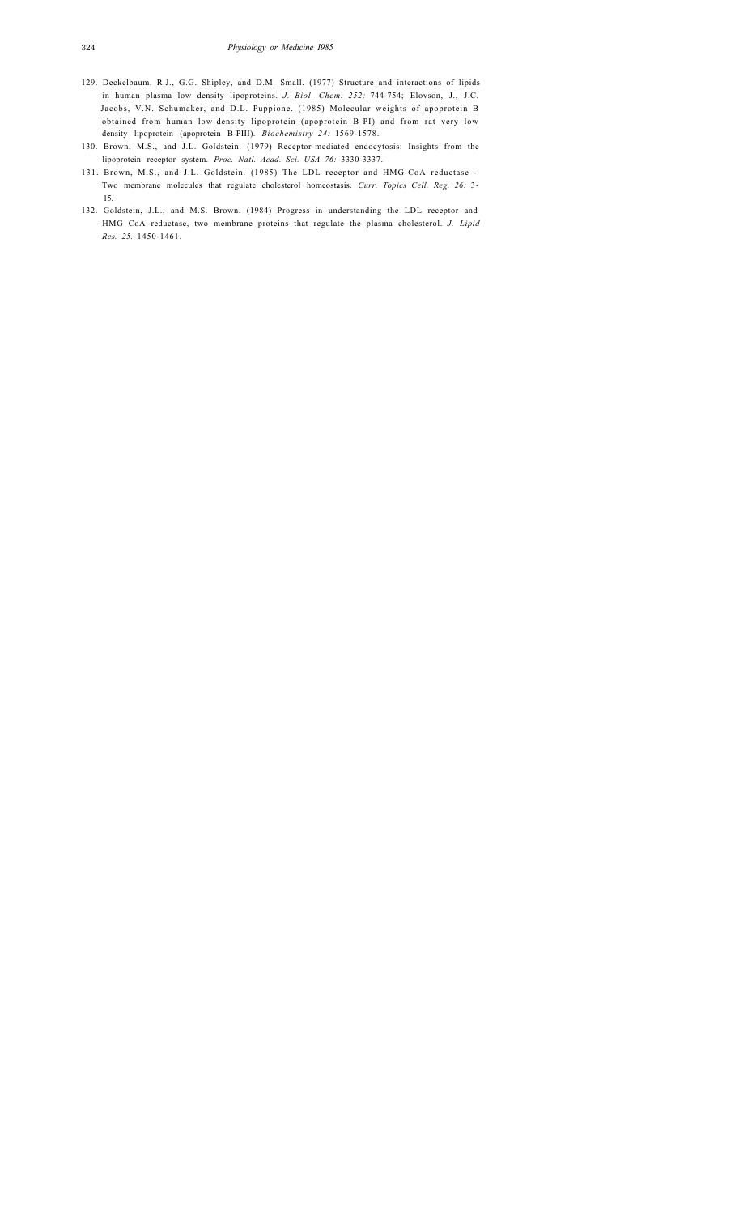129. Deckelbaum, R.J., G.G. Shipley, and D.M. Small. (1977) Structure and interactions of lipids in human plasma low density lipoproteins. *J. Biol. Chem. 252:* 744-754; Elovson, J., J.C. Jacobs, V.N. Schumaker, and D.L. Puppione. (1985) Molecular weights of apoprotein B obtained from human low-density lipoprotein (apoprotein B-PI) and from rat very low density lipoprotein (apoprotein B-PIII). *Biochemistry 24:* 1569-1578.
130. Brown, M.S., and J.L. Goldstein. (1979) Receptor-mediated endocytosis: Insights from the lipoprotein receptor system. *Proc. Natl. Acad. Sci. USA 76:* 3330-3337.
131. Brown, M.S., and J.L. Goldstein. (1985) The LDL receptor and HMG-CoA reductase - Two membrane molecules that regulate cholesterol homeostasis. *Curr. Topics Cell. Reg. 26:* 3-15.
132. Goldstein, J.L., and M.S. Brown. (1984) Progress in understanding the LDL receptor and HMG CoA reductase, two membrane proteins that regulate the plasma cholesterol. *J. Lipid Res. 25.* 1450-1461.